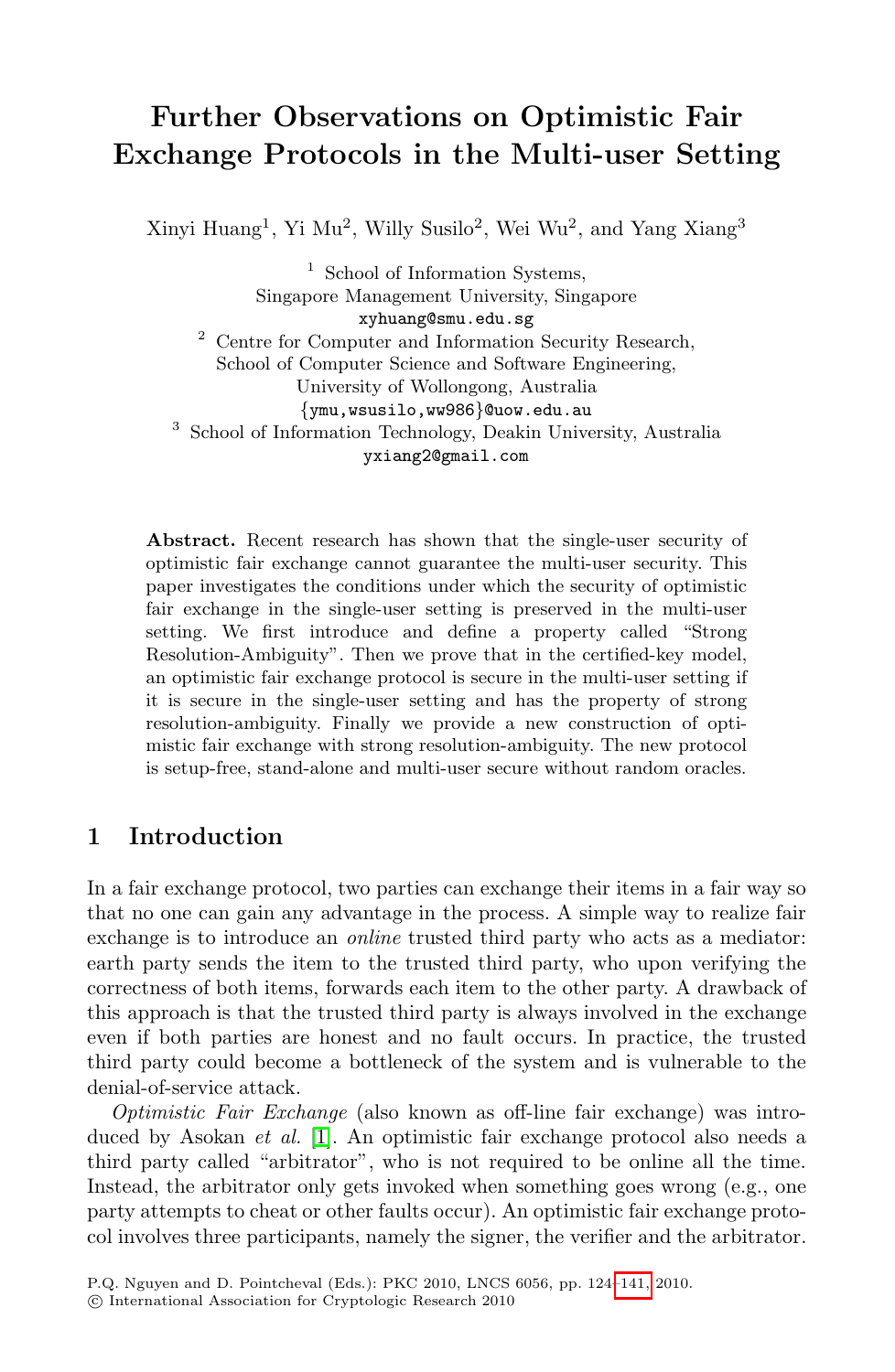# Further Observations on Optimistic Fair Exchange Protocols in the Multi-user Setting

Xinyi Huang[1], Yi Mu[2], Willy Susilo[2], Wei Wu[2], and Yang Xiang[3]

[1] School of Information Systems, Singapore Management University, Singapore
xyhuang@smu.edu.sg

[2] Centre for Computer and Information Security Research, School of Computer Science and Software Engineering, University of Wollongong, Australia
{ymu,wsusilo,ww986}@uow.edu.au

[3] School of Information Technology, Deakin University, Australia
yxiang2@gmail.com

**Abstract.** Recent research has shown that the single-user security of optimistic fair exchange cannot guarantee the multi-user security. This paper investigates the conditions under which the security of optimistic fair exchange in the single-user setting is preserved in the multi-user setting. We first introduce and define a property called "Strong Resolution-Ambiguity". Then we prove that in the certified-key model, an optimistic fair exchange protocol is secure in the multi-user setting if it is secure in the single-user setting and has the property of strong resolution-ambiguity. Finally we provide a new construction of optimistic fair exchange with strong resolution-ambiguity. The new protocol is setup-free, stand-alone and multi-user secure without random oracles.

## 1 Introduction

In a fair exchange protocol, two parties can exchange their items in a fair way so that no one can gain any advantage in the process. A simple way to realize fair exchange is to introduce an *online* trusted third party who acts as a mediator: earth party sends the item to the trusted third party, who upon verifying the correctness of both items, forwards each item to the other party. A drawback of this approach is that the trusted third party is always involved in the exchange even if both parties are honest and no fault occurs. In practice, the trusted third party could become a bottleneck of the system and is vulnerable to the denial-of-service attack.

*Optimistic Fair Exchange* (also known as off-line fair exchange) was introduced by Asokan *et al.* [1]. An optimistic fair exchange protocol also needs a third party called "arbitrator", who is not required to be online all the time. Instead, the arbitrator only gets invoked when something goes wrong (e.g., one party attempts to cheat or other faults occur). An optimistic fair exchange protocol involves three participants, namely the signer, the verifier and the arbitrator.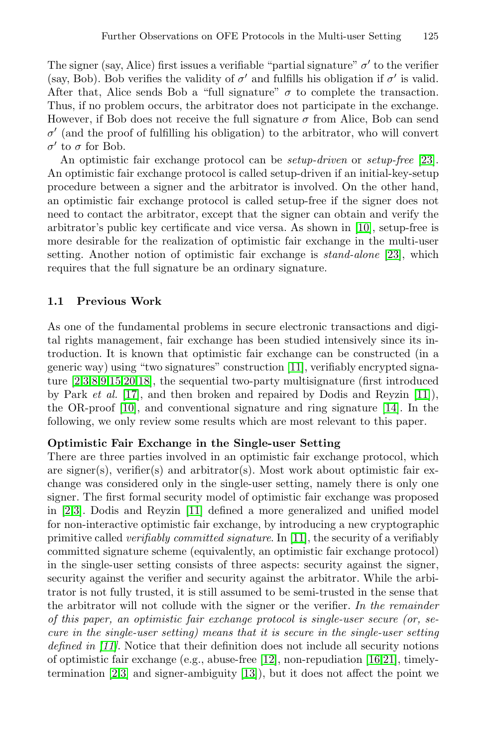The signer (say, Alice) first issues a verifiable "partial signature" $\sigma'$ to the verifier (say, Bob). Bob verifies the validity of $\sigma'$ and fulfills his obligation if $\sigma'$ is valid. After that, Alice sends Bob a "full signature" $\sigma$ to complete the transaction. Thus, if no problem occurs, the arbitrator does not participate in the exchange. However, if Bob does not receive the full signature $\sigma$ from Alice, Bob can send $\sigma'$ (and the proof of fulfilling his obligation) to the arbitrator, who will convert $\sigma'$ to $\sigma$ for Bob.

An optimistic fair exchange protocol can be *setup-driven* or *setup-free* [23]. An optimistic fair exchange protocol is called setup-driven if an initial-key-setup procedure between a signer and the arbitrator is involved. On the other hand, an optimistic fair exchange protocol is called setup-free if the signer does not need to contact the arbitrator, except that the signer can obtain and verify the arbitrator's public key certificate and vice versa. As shown in [10], setup-free is more desirable for the realization of optimistic fair exchange in the multi-user setting. Another notion of optimistic fair exchange is *stand-alone* [23], which requires that the full signature be an ordinary signature.

### 1.1 Previous Work

As one of the fundamental problems in secure electronic transactions and digital rights management, fair exchange has been studied intensively since its introduction. It is known that optimistic fair exchange can be constructed (in a generic way) using "two signatures" construction [11], verifiably encrypted signature [2,3,8,9,15,20,18], the sequential two-party multisignature (first introduced by Park *et al.* [17], and then broken and repaired by Dodis and Reyzin [11]), the OR-proof [10], and conventional signature and ring signature [14]. In the following, we only review some results which are most relevant to this paper.

**Optimistic Fair Exchange in the Single-user Setting**
There are three parties involved in an optimistic fair exchange protocol, which are signer(s), verifier(s) and arbitrator(s). Most work about optimistic fair exchange was considered only in the single-user setting, namely there is only one signer. The first formal security model of optimistic fair exchange was proposed in [2,3]. Dodis and Reyzin [11] defined a more generalized and unified model for non-interactive optimistic fair exchange, by introducing a new cryptographic primitive called *verifiably committed signature*. In [11], the security of a verifiably committed signature scheme (equivalently, an optimistic fair exchange protocol) in the single-user setting consists of three aspects: security against the signer, security against the verifier and security against the arbitrator. While the arbitrator is not fully trusted, it is still assumed to be semi-trusted in the sense that the arbitrator will not collude with the signer or the verifier. *In the remainder of this paper, an optimistic fair exchange protocol is single-user secure (or, secure in the single-user setting) means that it is secure in the single-user setting defined in [11]*. Notice that their definition does not include all security notions of optimistic fair exchange (e.g., abuse-free [12], non-repudiation [16,21], timely-termination [2,3] and signer-ambiguity [13]), but it does not affect the point we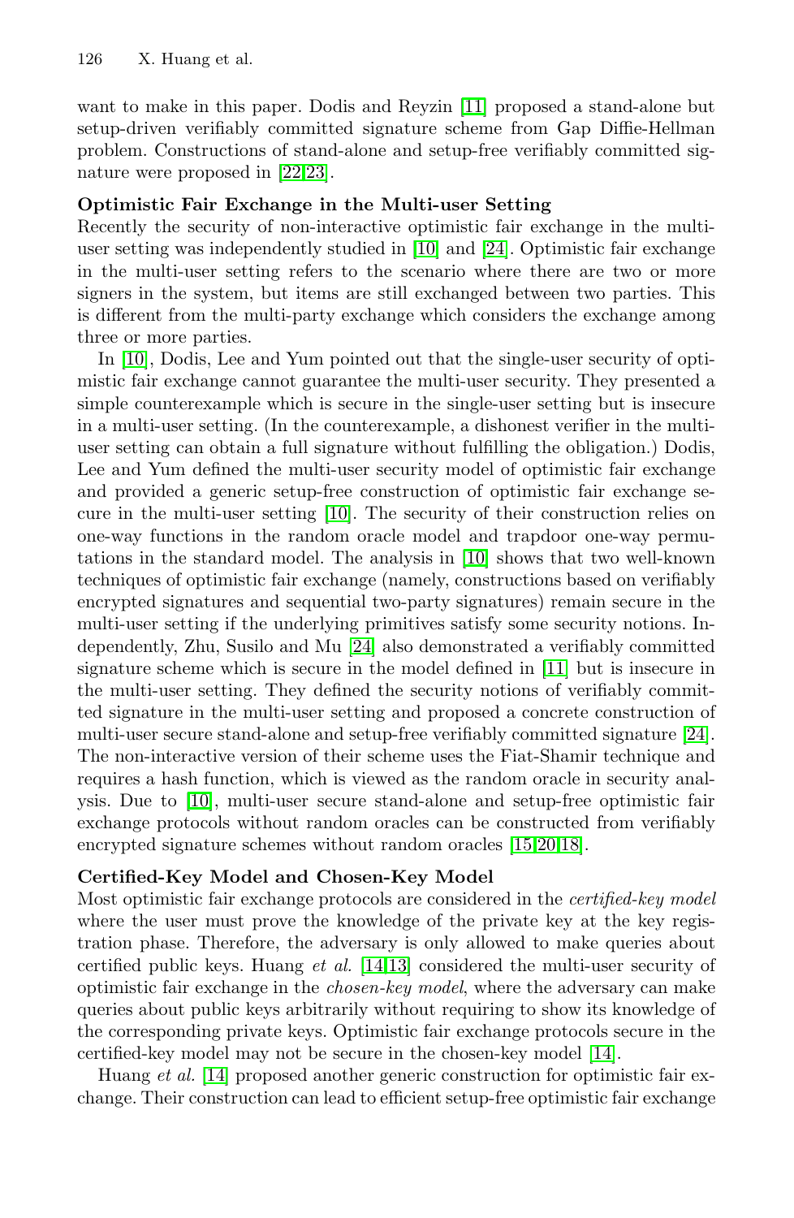want to make in this paper. Dodis and Reyzin [11] proposed a stand-alone but setup-driven verifiably committed signature scheme from Gap Diffie-Hellman problem. Constructions of stand-alone and setup-free verifiably committed signature were proposed in [22,23].

**Optimistic Fair Exchange in the Multi-user Setting**

Recently the security of non-interactive optimistic fair exchange in the multi-user setting was independently studied in [10] and [24]. Optimistic fair exchange in the multi-user setting refers to the scenario where there are two or more signers in the system, but items are still exchanged between two parties. This is different from the multi-party exchange which considers the exchange among three or more parties.

In [10], Dodis, Lee and Yum pointed out that the single-user security of optimistic fair exchange cannot guarantee the multi-user security. They presented a simple counterexample which is secure in the single-user setting but is insecure in a multi-user setting. (In the counterexample, a dishonest verifier in the multi-user setting can obtain a full signature without fulfilling the obligation.) Dodis, Lee and Yum defined the multi-user security model of optimistic fair exchange and provided a generic setup-free construction of optimistic fair exchange secure in the multi-user setting [10]. The security of their construction relies on one-way functions in the random oracle model and trapdoor one-way permutations in the standard model. The analysis in [10] shows that two well-known techniques of optimistic fair exchange (namely, constructions based on verifiably encrypted signatures and sequential two-party signatures) remain secure in the multi-user setting if the underlying primitives satisfy some security notions. Independently, Zhu, Susilo and Mu [24] also demonstrated a verifiably committed signature scheme which is secure in the model defined in [11] but is insecure in the multi-user setting. They defined the security notions of verifiably committed signature in the multi-user setting and proposed a concrete construction of multi-user secure stand-alone and setup-free verifiably committed signature [24]. The non-interactive version of their scheme uses the Fiat-Shamir technique and requires a hash function, which is viewed as the random oracle in security analysis. Due to [10], multi-user secure stand-alone and setup-free optimistic fair exchange protocols without random oracles can be constructed from verifiably encrypted signature schemes without random oracles [15,20,18].

**Certified-Key Model and Chosen-Key Model**

Most optimistic fair exchange protocols are considered in the *certified-key model* where the user must prove the knowledge of the private key at the key registration phase. Therefore, the adversary is only allowed to make queries about certified public keys. Huang *et al.* [14,13] considered the multi-user security of optimistic fair exchange in the *chosen-key model*, where the adversary can make queries about public keys arbitrarily without requiring to show its knowledge of the corresponding private keys. Optimistic fair exchange protocols secure in the certified-key model may not be secure in the chosen-key model [14].

Huang *et al.* [14] proposed another generic construction for optimistic fair exchange. Their construction can lead to efficient setup-free optimistic fair exchange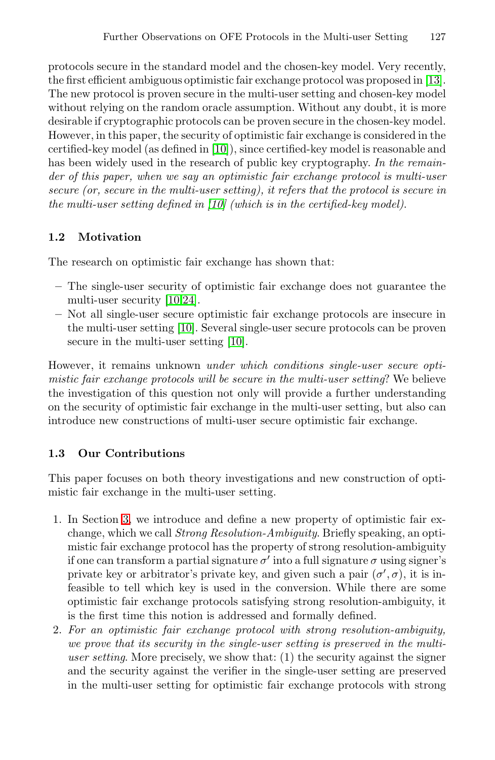protocols secure in the standard model and the chosen-key model. Very recently, the first efficient ambiguous optimistic fair exchange protocol was proposed in [13]. The new protocol is proven secure in the multi-user setting and chosen-key model without relying on the random oracle assumption. Without any doubt, it is more desirable if cryptographic protocols can be proven secure in the chosen-key model. However, in this paper, the security of optimistic fair exchange is considered in the certified-key model (as defined in [10]), since certified-key model is reasonable and has been widely used in the research of public key cryptography. *In the remainder of this paper, when we say an optimistic fair exchange protocol is multi-user secure (or, secure in the multi-user setting), it refers that the protocol is secure in the multi-user setting defined in [10] (which is in the certified-key model).*

### 1.2 Motivation

The research on optimistic fair exchange has shown that:

- The single-user security of optimistic fair exchange does not guarantee the multi-user security [10,24].
- Not all single-user secure optimistic fair exchange protocols are insecure in the multi-user setting [10]. Several single-user secure protocols can be proven secure in the multi-user setting [10].

However, it remains unknown *under which conditions single-user secure optimistic fair exchange protocols will be secure in the multi-user setting*? We believe the investigation of this question not only will provide a further understanding on the security of optimistic fair exchange in the multi-user setting, but also can introduce new constructions of multi-user secure optimistic fair exchange.

### 1.3 Our Contributions

This paper focuses on both theory investigations and new construction of optimistic fair exchange in the multi-user setting.

1. In Section 3, we introduce and define a new property of optimistic fair exchange, which we call *Strong Resolution-Ambiguity*. Briefly speaking, an optimistic fair exchange protocol has the property of strong resolution-ambiguity if one can transform a partial signature $\sigma'$ into a full signature $\sigma$ using signer's private key or arbitrator's private key, and given such a pair $(\sigma', \sigma)$, it is infeasible to tell which key is used in the conversion. While there are some optimistic fair exchange protocols satisfying strong resolution-ambiguity, it is the first time this notion is addressed and formally defined.
2. *For an optimistic fair exchange protocol with strong resolution-ambiguity, we prove that its security in the single-user setting is preserved in the multi-user setting*. More precisely, we show that: (1) the security against the signer and the security against the verifier in the single-user setting are preserved in the multi-user setting for optimistic fair exchange protocols with strong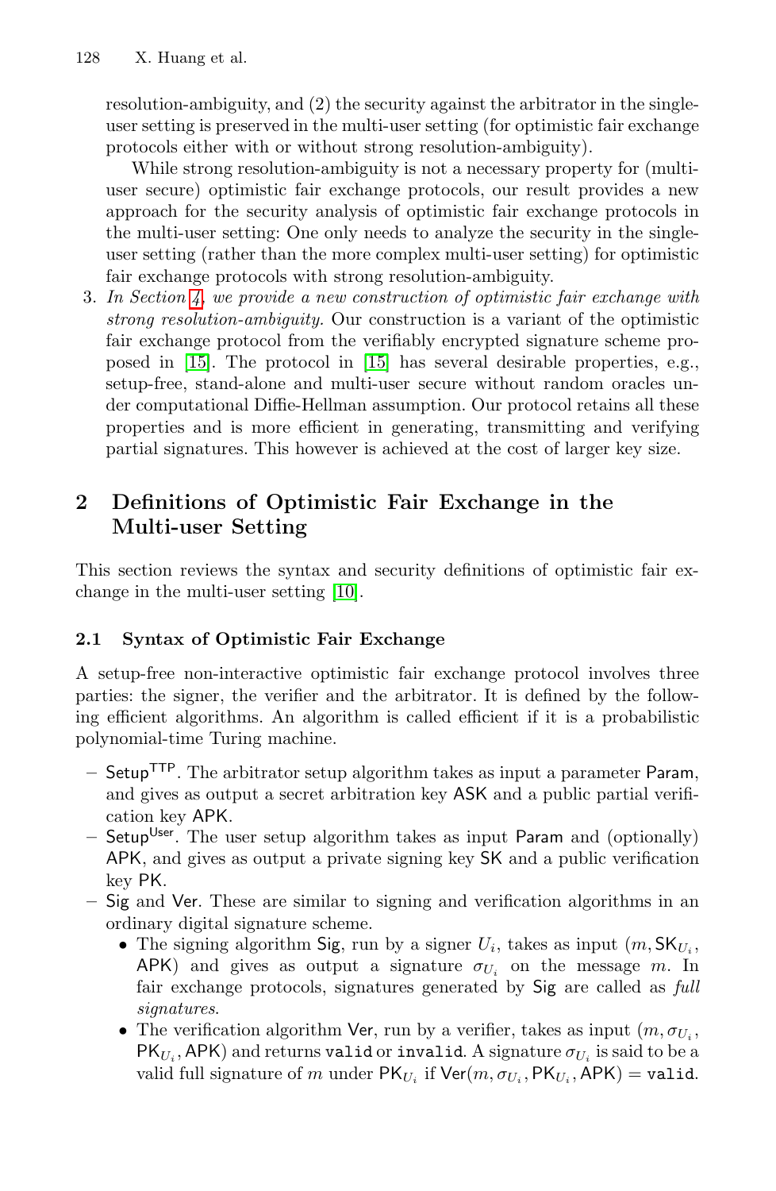resolution-ambiguity, and (2) the security against the arbitrator in the single-user setting is preserved in the multi-user setting (for optimistic fair exchange protocols either with or without strong resolution-ambiguity).

While strong resolution-ambiguity is not a necessary property for (multi-user secure) optimistic fair exchange protocols, our result provides a new approach for the security analysis of optimistic fair exchange protocols in the multi-user setting: One only needs to analyze the security in the single-user setting (rather than the more complex multi-user setting) for optimistic fair exchange protocols with strong resolution-ambiguity.

3. *In Section 4, we provide a new construction of optimistic fair exchange with strong resolution-ambiguity.* Our construction is a variant of the optimistic fair exchange protocol from the verifiably encrypted signature scheme proposed in [15]. The protocol in [15] has several desirable properties, e.g., setup-free, stand-alone and multi-user secure without random oracles under computational Diffie-Hellman assumption. Our protocol retains all these properties and is more efficient in generating, transmitting and verifying partial signatures. This however is achieved at the cost of larger key size.

## 2 Definitions of Optimistic Fair Exchange in the Multi-user Setting

This section reviews the syntax and security definitions of optimistic fair exchange in the multi-user setting [10].

### 2.1 Syntax of Optimistic Fair Exchange

A setup-free non-interactive optimistic fair exchange protocol involves three parties: the signer, the verifier and the arbitrator. It is defined by the following efficient algorithms. An algorithm is called efficient if it is a probabilistic polynomial-time Turing machine.

– $\mathsf{Setup}^{\mathsf{TTP}}$. The arbitrator setup algorithm takes as input a parameter $\mathsf{Param}$, and gives as output a secret arbitration key $\mathsf{ASK}$ and a public partial verification key $\mathsf{APK}$.

– $\mathsf{Setup}^{\mathsf{User}}$. The user setup algorithm takes as input $\mathsf{Param}$ and (optionally) $\mathsf{APK}$, and gives as output a private signing key $\mathsf{SK}$ and a public verification key $\mathsf{PK}$.

– $\mathsf{Sig}$ and $\mathsf{Ver}$. These are similar to signing and verification algorithms in an ordinary digital signature scheme.
  - The signing algorithm $\mathsf{Sig}$, run by a signer $U_i$, takes as input $(m, \mathsf{SK}_{U_i}, \mathsf{APK})$ and gives as output a signature $\sigma_{U_i}$ on the message $m$. In fair exchange protocols, signatures generated by $\mathsf{Sig}$ are called as *full signatures*.
  - The verification algorithm $\mathsf{Ver}$, run by a verifier, takes as input $(m, \sigma_{U_i}, \mathsf{PK}_{U_i}, \mathsf{APK})$ and returns `valid` or `invalid`. A signature $\sigma_{U_i}$ is said to be a valid full signature of $m$ under $\mathsf{PK}_{U_i}$ if $\mathsf{Ver}(m, \sigma_{U_i}, \mathsf{PK}_{U_i}, \mathsf{APK}) = \texttt{valid}$.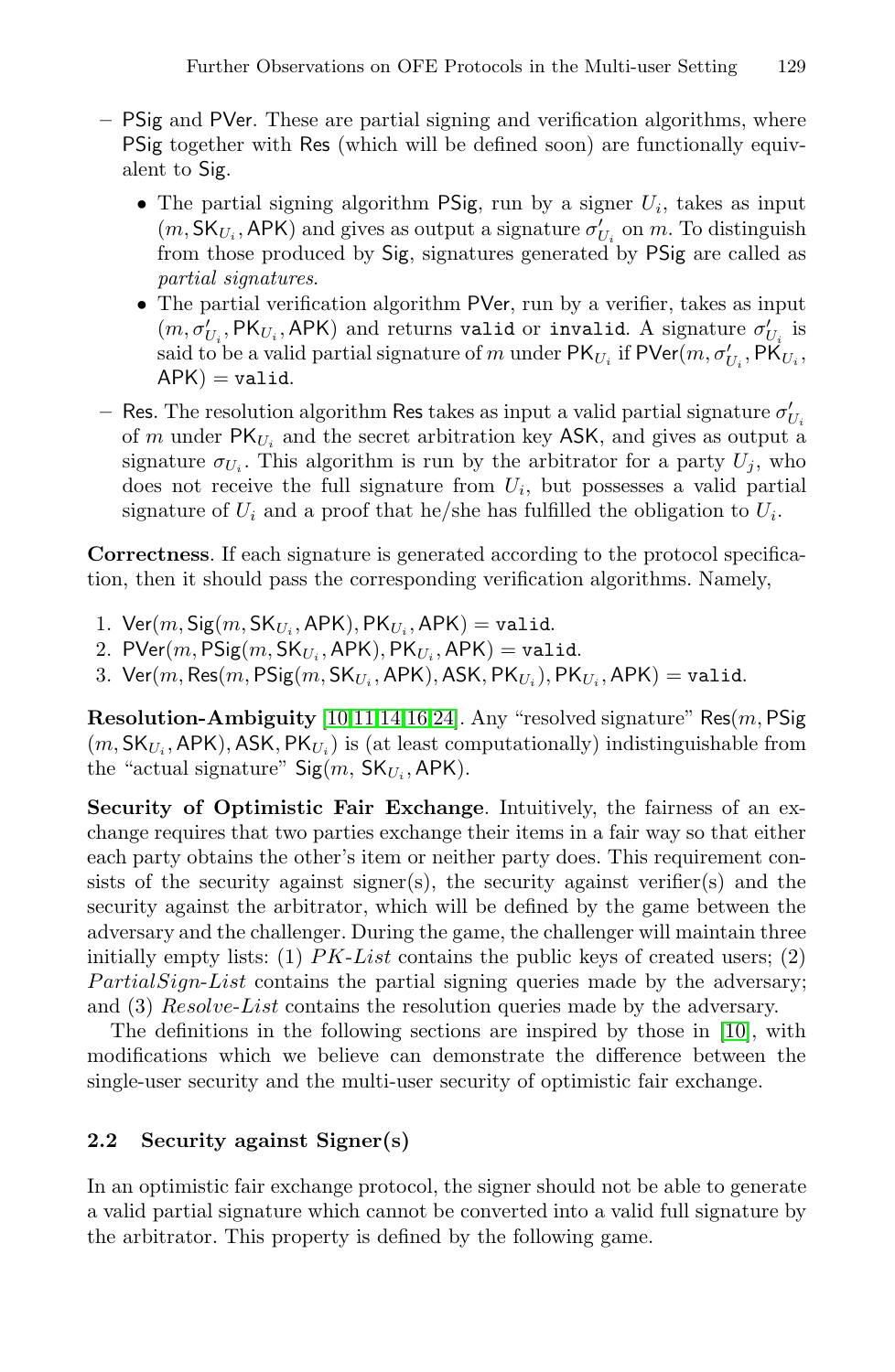– PSig and PVer. These are partial signing and verification algorithms, where PSig together with Res (which will be defined soon) are functionally equivalent to Sig.

  - The partial signing algorithm PSig, run by a signer $U_i$, takes as input $(m, \mathsf{SK}_{U_i}, \mathsf{APK})$ and gives as output a signature $\sigma'_{U_i}$ on $m$. To distinguish from those produced by Sig, signatures generated by PSig are called as *partial signatures*.
  - The partial verification algorithm PVer, run by a verifier, takes as input $(m, \sigma'_{U_i}, \mathsf{PK}_{U_i}, \mathsf{APK})$ and returns `valid` or `invalid`. A signature $\sigma'_{U_i}$ is said to be a valid partial signature of $m$ under $\mathsf{PK}_{U_i}$ if $\mathsf{PVer}(m, \sigma'_{U_i}, \mathsf{PK}_{U_i}, \mathsf{APK}) = \texttt{valid}$.

– Res. The resolution algorithm Res takes as input a valid partial signature $\sigma'_{U_i}$ of $m$ under $\mathsf{PK}_{U_i}$ and the secret arbitration key ASK, and gives as output a signature $\sigma_{U_i}$. This algorithm is run by the arbitrator for a party $U_j$, who does not receive the full signature from $U_i$, but possesses a valid partial signature of $U_i$ and a proof that he/she has fulfilled the obligation to $U_i$.

**Correctness**. If each signature is generated according to the protocol specification, then it should pass the corresponding verification algorithms. Namely,

1. $\mathsf{Ver}(m, \mathsf{Sig}(m, \mathsf{SK}_{U_i}, \mathsf{APK}), \mathsf{PK}_{U_i}, \mathsf{APK}) = \texttt{valid}$.
2. $\mathsf{PVer}(m, \mathsf{PSig}(m, \mathsf{SK}_{U_i}, \mathsf{APK}), \mathsf{PK}_{U_i}, \mathsf{APK}) = \texttt{valid}$.
3. $\mathsf{Ver}(m, \mathsf{Res}(m, \mathsf{PSig}(m, \mathsf{SK}_{U_i}, \mathsf{APK}), \mathsf{ASK}, \mathsf{PK}_{U_i}), \mathsf{PK}_{U_i}, \mathsf{APK}) = \texttt{valid}$.

**Resolution-Ambiguity** [10,11,14,16,24]. Any "resolved signature" $\mathsf{Res}(m, \mathsf{PSig}(m, \mathsf{SK}_{U_i}, \mathsf{APK}), \mathsf{ASK}, \mathsf{PK}_{U_i})$ is (at least computationally) indistinguishable from the "actual signature" $\mathsf{Sig}(m, \mathsf{SK}_{U_i}, \mathsf{APK})$.

**Security of Optimistic Fair Exchange**. Intuitively, the fairness of an exchange requires that two parties exchange their items in a fair way so that either each party obtains the other's item or neither party does. This requirement consists of the security against signer(s), the security against verifier(s) and the security against the arbitrator, which will be defined by the game between the adversary and the challenger. During the game, the challenger will maintain three initially empty lists: (1) *PK-List* contains the public keys of created users; (2) *PartialSign-List* contains the partial signing queries made by the adversary; and (3) *Resolve-List* contains the resolution queries made by the adversary.

The definitions in the following sections are inspired by those in [10], with modifications which we believe can demonstrate the difference between the single-user security and the multi-user security of optimistic fair exchange.

## 2.2 Security against Signer(s)

In an optimistic fair exchange protocol, the signer should not be able to generate a valid partial signature which cannot be converted into a valid full signature by the arbitrator. This property is defined by the following game.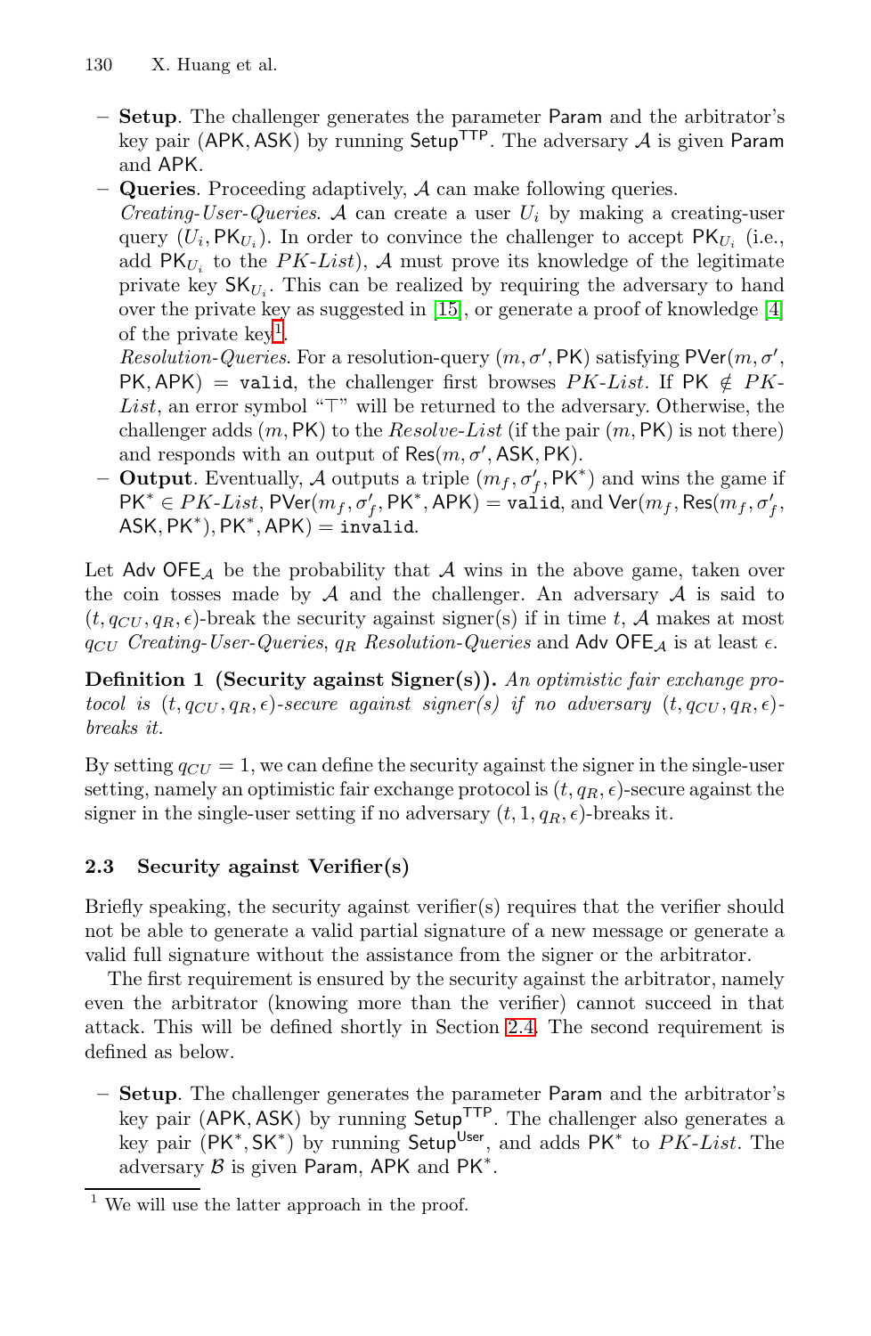- **Setup**. The challenger generates the parameter $\mathsf{Param}$ and the arbitrator's key pair $(\mathsf{APK}, \mathsf{ASK})$ by running $\mathsf{Setup}^{\mathsf{TTP}}$. The adversary $\mathcal{A}$ is given $\mathsf{Param}$ and $\mathsf{APK}$.
- **Queries**. Proceeding adaptively, $\mathcal{A}$ can make following queries.
  *Creating-User-Queries*. $\mathcal{A}$ can create a user $U_i$ by making a creating-user query $(U_i, \mathsf{PK}_{U_i})$. In order to convince the challenger to accept $\mathsf{PK}_{U_i}$ (i.e., add $\mathsf{PK}_{U_i}$ to the *PK-List*), $\mathcal{A}$ must prove its knowledge of the legitimate private key $\mathsf{SK}_{U_i}$. This can be realized by requiring the adversary to hand over the private key as suggested in [15], or generate a proof of knowledge [4] of the private key[1].
  *Resolution-Queries*. For a resolution-query $(m, \sigma', \mathsf{PK})$ satisfying $\mathsf{PVer}(m, \sigma', \mathsf{PK}, \mathsf{APK}) = \mathtt{valid}$, the challenger first browses *PK-List*. If $\mathsf{PK} \notin$ *PK-List*, an error symbol "$\top$" will be returned to the adversary. Otherwise, the challenger adds $(m, \mathsf{PK})$ to the *Resolve-List* (if the pair $(m, \mathsf{PK})$ is not there) and responds with an output of $\mathsf{Res}(m, \sigma', \mathsf{ASK}, \mathsf{PK})$.
- **Output**. Eventually, $\mathcal{A}$ outputs a triple $(m_f, \sigma'_f, \mathsf{PK}^*)$ and wins the game if $\mathsf{PK}^* \in$ *PK-List*, $\mathsf{PVer}(m_f, \sigma'_f, \mathsf{PK}^*, \mathsf{APK}) = \mathtt{valid}$, and $\mathsf{Ver}(m_f, \mathsf{Res}(m_f, \sigma'_f, \mathsf{ASK}, \mathsf{PK}^*), \mathsf{PK}^*, \mathsf{APK}) = \mathtt{invalid}$.

Let $\mathsf{Adv}\ \mathsf{OFE}_{\mathcal{A}}$ be the probability that $\mathcal{A}$ wins in the above game, taken over the coin tosses made by $\mathcal{A}$ and the challenger. An adversary $\mathcal{A}$ is said to $(t, q_{CU}, q_R, \epsilon)$-break the security against signer(s) if in time $t$, $\mathcal{A}$ makes at most $q_{CU}$ *Creating-User-Queries*, $q_R$ *Resolution-Queries* and $\mathsf{Adv}\ \mathsf{OFE}_{\mathcal{A}}$ is at least $\epsilon$.

**Definition 1 (Security against Signer(s)).** *An optimistic fair exchange protocol is $(t, q_{CU}, q_R, \epsilon)$-secure against signer(s) if no adversary $(t, q_{CU}, q_R, \epsilon)$-breaks it.*

By setting $q_{CU} = 1$, we can define the security against the signer in the single-user setting, namely an optimistic fair exchange protocol is $(t, q_R, \epsilon)$-secure against the signer in the single-user setting if no adversary $(t, 1, q_R, \epsilon)$-breaks it.

### 2.3 Security against Verifier(s)

Briefly speaking, the security against verifier(s) requires that the verifier should not be able to generate a valid partial signature of a new message or generate a valid full signature without the assistance from the signer or the arbitrator.

The first requirement is ensured by the security against the arbitrator, namely even the arbitrator (knowing more than the verifier) cannot succeed in that attack. This will be defined shortly in Section 2.4. The second requirement is defined as below.

- **Setup**. The challenger generates the parameter $\mathsf{Param}$ and the arbitrator's key pair $(\mathsf{APK}, \mathsf{ASK})$ by running $\mathsf{Setup}^{\mathsf{TTP}}$. The challenger also generates a key pair $(\mathsf{PK}^*, \mathsf{SK}^*)$ by running $\mathsf{Setup}^{\mathsf{User}}$, and adds $\mathsf{PK}^*$ to *PK-List*. The adversary $\mathcal{B}$ is given $\mathsf{Param}$, $\mathsf{APK}$ and $\mathsf{PK}^*$.

[1] We will use the latter approach in the proof.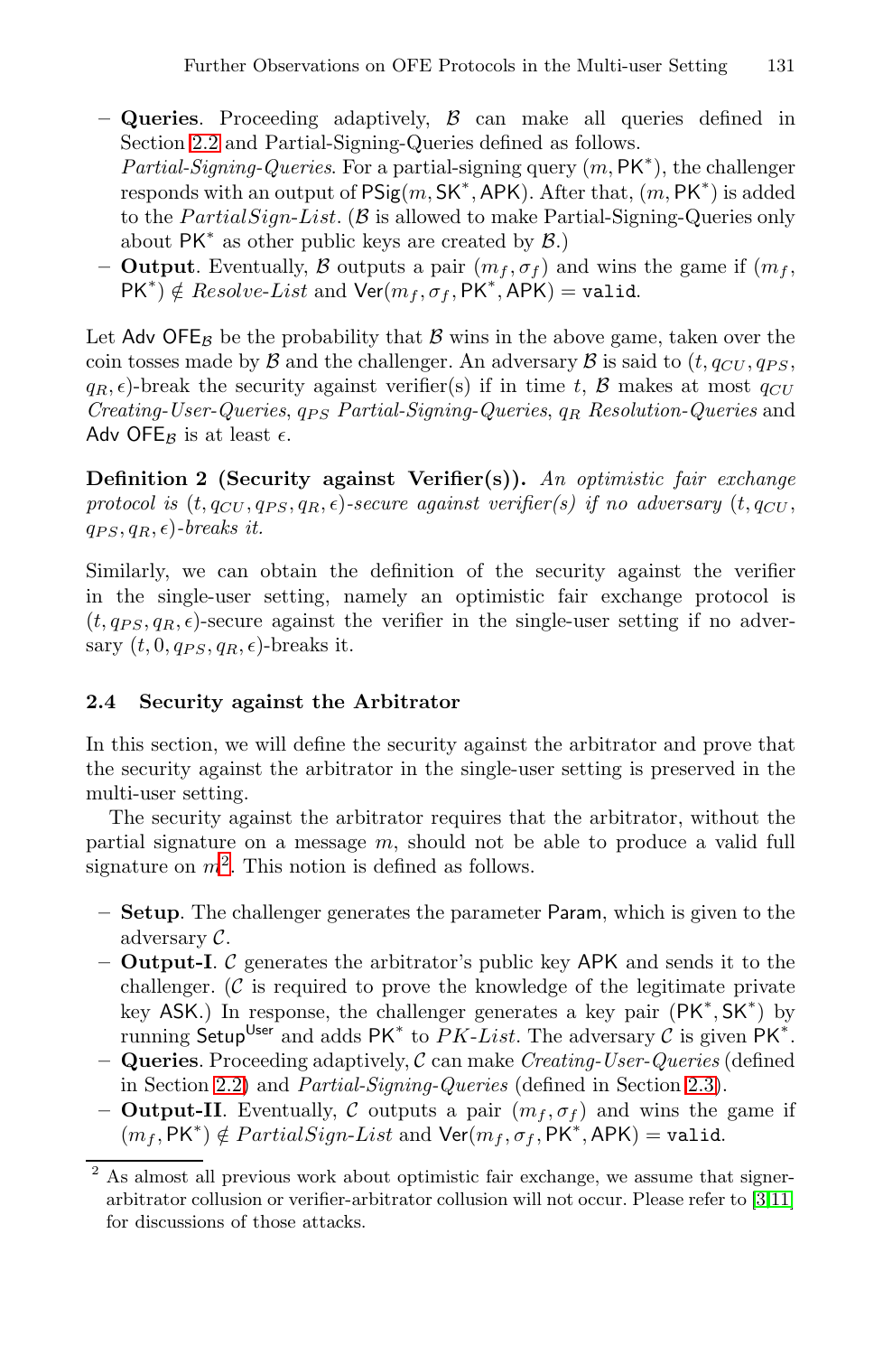- **Queries**. Proceeding adaptively, $\mathcal{B}$ can make all queries defined in Section 2.2 and Partial-Signing-Queries defined as follows.
  *Partial-Signing-Queries*. For a partial-signing query $(m, \mathsf{PK}^*)$, the challenger responds with an output of $\mathsf{PSig}(m, \mathsf{SK}^*, \mathsf{APK})$. After that, $(m, \mathsf{PK}^*)$ is added to the *PartialSign-List*. ($\mathcal{B}$ is allowed to make Partial-Signing-Queries only about $\mathsf{PK}^*$ as other public keys are created by $\mathcal{B}$.)
- **Output**. Eventually, $\mathcal{B}$ outputs a pair $(m_f, \sigma_f)$ and wins the game if $(m_f, \mathsf{PK}^*) \notin$ *Resolve-List* and $\mathsf{Ver}(m_f, \sigma_f, \mathsf{PK}^*, \mathsf{APK}) = \mathtt{valid}$.

Let $\mathsf{Adv\ OFE}_{\mathcal{B}}$ be the probability that $\mathcal{B}$ wins in the above game, taken over the coin tosses made by $\mathcal{B}$ and the challenger. An adversary $\mathcal{B}$ is said to $(t, q_{CU}, q_{PS}, q_R, \epsilon)$-break the security against verifier(s) if in time $t$, $\mathcal{B}$ makes at most $q_{CU}$ *Creating-User-Queries*, $q_{PS}$ *Partial-Signing-Queries*, $q_R$ *Resolution-Queries* and $\mathsf{Adv\ OFE}_{\mathcal{B}}$ is at least $\epsilon$.

**Definition 2 (Security against Verifier(s)).** *An optimistic fair exchange protocol is $(t, q_{CU}, q_{PS}, q_R, \epsilon)$-secure against verifier(s) if no adversary $(t, q_{CU}, q_{PS}, q_R, \epsilon)$-breaks it.*

Similarly, we can obtain the definition of the security against the verifier in the single-user setting, namely an optimistic fair exchange protocol is $(t, q_{PS}, q_R, \epsilon)$-secure against the verifier in the single-user setting if no adversary $(t, 0, q_{PS}, q_R, \epsilon)$-breaks it.

### 2.4 Security against the Arbitrator

In this section, we will define the security against the arbitrator and prove that the security against the arbitrator in the single-user setting is preserved in the multi-user setting.

The security against the arbitrator requires that the arbitrator, without the partial signature on a message $m$, should not be able to produce a valid full signature on $m$[2]. This notion is defined as follows.

- **Setup**. The challenger generates the parameter $\mathsf{Param}$, which is given to the adversary $\mathcal{C}$.
- **Output-I**. $\mathcal{C}$ generates the arbitrator's public key $\mathsf{APK}$ and sends it to the challenger. ($\mathcal{C}$ is required to prove the knowledge of the legitimate private key $\mathsf{ASK}$.) In response, the challenger generates a key pair $(\mathsf{PK}^*, \mathsf{SK}^*)$ by running $\mathsf{Setup}^{\mathsf{User}}$ and adds $\mathsf{PK}^*$ to *PK-List*. The adversary $\mathcal{C}$ is given $\mathsf{PK}^*$.
- **Queries**. Proceeding adaptively, $\mathcal{C}$ can make *Creating-User-Queries* (defined in Section 2.2) and *Partial-Signing-Queries* (defined in Section 2.3).
- **Output-II**. Eventually, $\mathcal{C}$ outputs a pair $(m_f, \sigma_f)$ and wins the game if $(m_f, \mathsf{PK}^*) \notin$ *PartialSign-List* and $\mathsf{Ver}(m_f, \sigma_f, \mathsf{PK}^*, \mathsf{APK}) = \mathtt{valid}$.

[2] As almost all previous work about optimistic fair exchange, we assume that signer-arbitrator collusion or verifier-arbitrator collusion will not occur. Please refer to [3,11] for discussions of those attacks.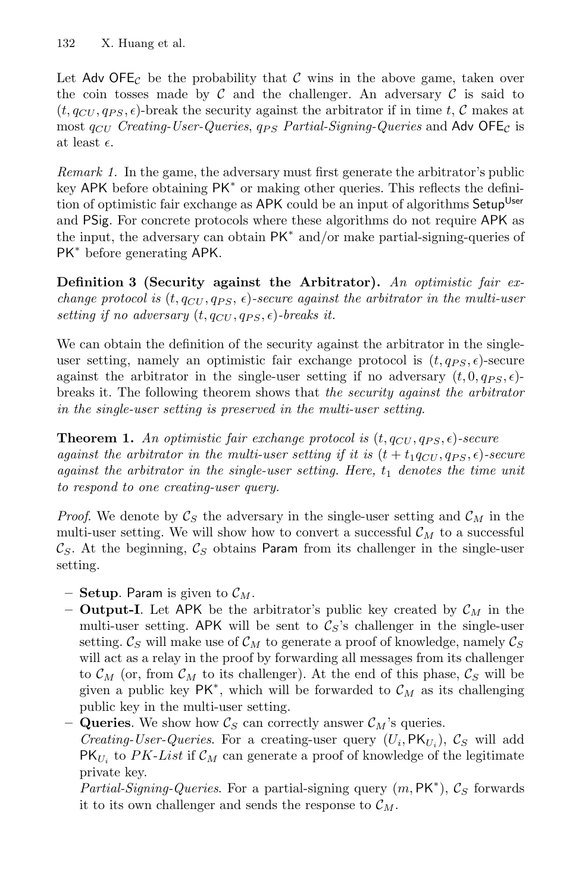Let $\mathsf{Adv\ OFE}_{\mathcal{C}}$ be the probability that $\mathcal{C}$ wins in the above game, taken over the coin tosses made by $\mathcal{C}$ and the challenger. An adversary $\mathcal{C}$ is said to $(t, q_{CU}, q_{PS}, \epsilon)$-break the security against the arbitrator if in time $t$, $\mathcal{C}$ makes at most $q_{CU}$ *Creating-User-Queries*, $q_{PS}$ *Partial-Signing-Queries* and $\mathsf{Adv\ OFE}_{\mathcal{C}}$ is at least $\epsilon$.

*Remark 1.* In the game, the adversary must first generate the arbitrator's public key $\mathsf{APK}$ before obtaining $\mathsf{PK}^*$ or making other queries. This reflects the definition of optimistic fair exchange as $\mathsf{APK}$ could be an input of algorithms $\mathsf{Setup}^{\mathsf{User}}$ and $\mathsf{PSig}$. For concrete protocols where these algorithms do not require $\mathsf{APK}$ as the input, the adversary can obtain $\mathsf{PK}^*$ and/or make partial-signing-queries of $\mathsf{PK}^*$ before generating $\mathsf{APK}$.

**Definition 3 (Security against the Arbitrator).** *An optimistic fair exchange protocol is $(t, q_{CU}, q_{PS}, \epsilon)$-secure against the arbitrator in the multi-user setting if no adversary $(t, q_{CU}, q_{PS}, \epsilon)$-breaks it.*

We can obtain the definition of the security against the arbitrator in the single-user setting, namely an optimistic fair exchange protocol is $(t, q_{PS}, \epsilon)$-secure against the arbitrator in the single-user setting if no adversary $(t, 0, q_{PS}, \epsilon)$-breaks it. The following theorem shows that *the security against the arbitrator in the single-user setting is preserved in the multi-user setting*.

**Theorem 1.** *An optimistic fair exchange protocol is $(t, q_{CU}, q_{PS}, \epsilon)$-secure against the arbitrator in the multi-user setting if it is $(t + t_1 q_{CU}, q_{PS}, \epsilon)$-secure against the arbitrator in the single-user setting. Here, $t_1$ denotes the time unit to respond to one creating-user query.*

*Proof.* We denote by $\mathcal{C}_S$ the adversary in the single-user setting and $\mathcal{C}_M$ in the multi-user setting. We will show how to convert a successful $\mathcal{C}_M$ to a successful $\mathcal{C}_S$. At the beginning, $\mathcal{C}_S$ obtains $\mathsf{Param}$ from its challenger in the single-user setting.

- **Setup**. $\mathsf{Param}$ is given to $\mathcal{C}_M$.
- **Output-I**. Let $\mathsf{APK}$ be the arbitrator's public key created by $\mathcal{C}_M$ in the multi-user setting. $\mathsf{APK}$ will be sent to $\mathcal{C}_S$'s challenger in the single-user setting. $\mathcal{C}_S$ will make use of $\mathcal{C}_M$ to generate a proof of knowledge, namely $\mathcal{C}_S$ will act as a relay in the proof by forwarding all messages from its challenger to $\mathcal{C}_M$ (or, from $\mathcal{C}_M$ to its challenger). At the end of this phase, $\mathcal{C}_S$ will be given a public key $\mathsf{PK}^*$, which will be forwarded to $\mathcal{C}_M$ as its challenging public key in the multi-user setting.
- **Queries**. We show how $\mathcal{C}_S$ can correctly answer $\mathcal{C}_M$'s queries.
  *Creating-User-Queries*. For a creating-user query $(U_i, \mathsf{PK}_{U_i})$, $\mathcal{C}_S$ will add $\mathsf{PK}_{U_i}$ to *PK-List* if $\mathcal{C}_M$ can generate a proof of knowledge of the legitimate private key.
  *Partial-Signing-Queries*. For a partial-signing query $(m, \mathsf{PK}^*)$, $\mathcal{C}_S$ forwards it to its own challenger and sends the response to $\mathcal{C}_M$.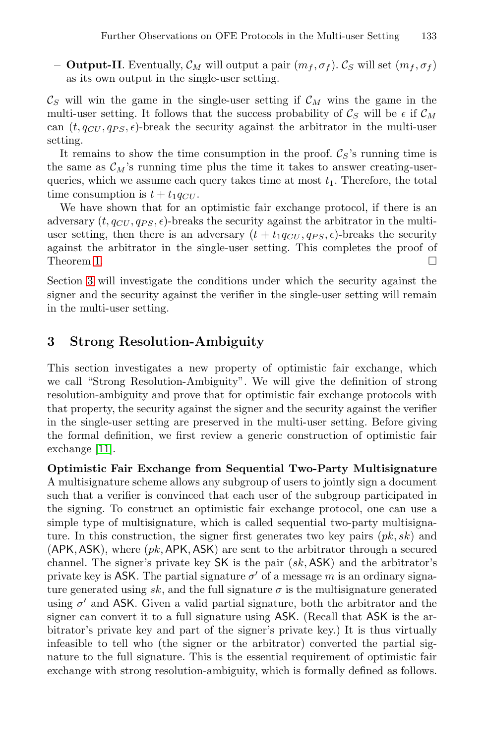– **Output-II**. Eventually, $\mathcal{C}_M$ will output a pair $(m_f, \sigma_f)$. $\mathcal{C}_S$ will set $(m_f, \sigma_f)$ as its own output in the single-user setting.

$\mathcal{C}_S$ will win the game in the single-user setting if $\mathcal{C}_M$ wins the game in the multi-user setting. It follows that the success probability of $\mathcal{C}_S$ will be $\epsilon$ if $\mathcal{C}_M$ can $(t, q_{CU}, q_{PS}, \epsilon)$-break the security against the arbitrator in the multi-user setting.

It remains to show the time consumption in the proof. $\mathcal{C}_S$'s running time is the same as $\mathcal{C}_M$'s running time plus the time it takes to answer creating-user-queries, which we assume each query takes time at most $t_1$. Therefore, the total time consumption is $t + t_1 q_{CU}$.

We have shown that for an optimistic fair exchange protocol, if there is an adversary $(t, q_{CU}, q_{PS}, \epsilon)$-breaks the security against the arbitrator in the multi-user setting, then there is an adversary $(t + t_1 q_{CU}, q_{PS}, \epsilon)$-breaks the security against the arbitrator in the single-user setting. This completes the proof of Theorem 1. □

Section 3 will investigate the conditions under which the security against the signer and the security against the verifier in the single-user setting will remain in the multi-user setting.

## 3 Strong Resolution-Ambiguity

This section investigates a new property of optimistic fair exchange, which we call "Strong Resolution-Ambiguity". We will give the definition of strong resolution-ambiguity and prove that for optimistic fair exchange protocols with that property, the security against the signer and the security against the verifier in the single-user setting are preserved in the multi-user setting. Before giving the formal definition, we first review a generic construction of optimistic fair exchange [11].

**Optimistic Fair Exchange from Sequential Two-Party Multisignature** A multisignature scheme allows any subgroup of users to jointly sign a document such that a verifier is convinced that each user of the subgroup participated in the signing. To construct an optimistic fair exchange protocol, one can use a simple type of multisignature, which is called sequential two-party multisignature. In this construction, the signer first generates two key pairs $(pk, sk)$ and $(\mathsf{APK}, \mathsf{ASK})$, where $(pk, \mathsf{APK}, \mathsf{ASK})$ are sent to the arbitrator through a secured channel. The signer's private key $\mathsf{SK}$ is the pair $(sk, \mathsf{ASK})$ and the arbitrator's private key is $\mathsf{ASK}$. The partial signature $\sigma'$ of a message $m$ is an ordinary signature generated using $sk$, and the full signature $\sigma$ is the multisignature generated using $\sigma'$ and $\mathsf{ASK}$. Given a valid partial signature, both the arbitrator and the signer can convert it to a full signature using $\mathsf{ASK}$. (Recall that $\mathsf{ASK}$ is the arbitrator's private key and part of the signer's private key.) It is thus virtually infeasible to tell who (the signer or the arbitrator) converted the partial signature to the full signature. This is the essential requirement of optimistic fair exchange with strong resolution-ambiguity, which is formally defined as follows.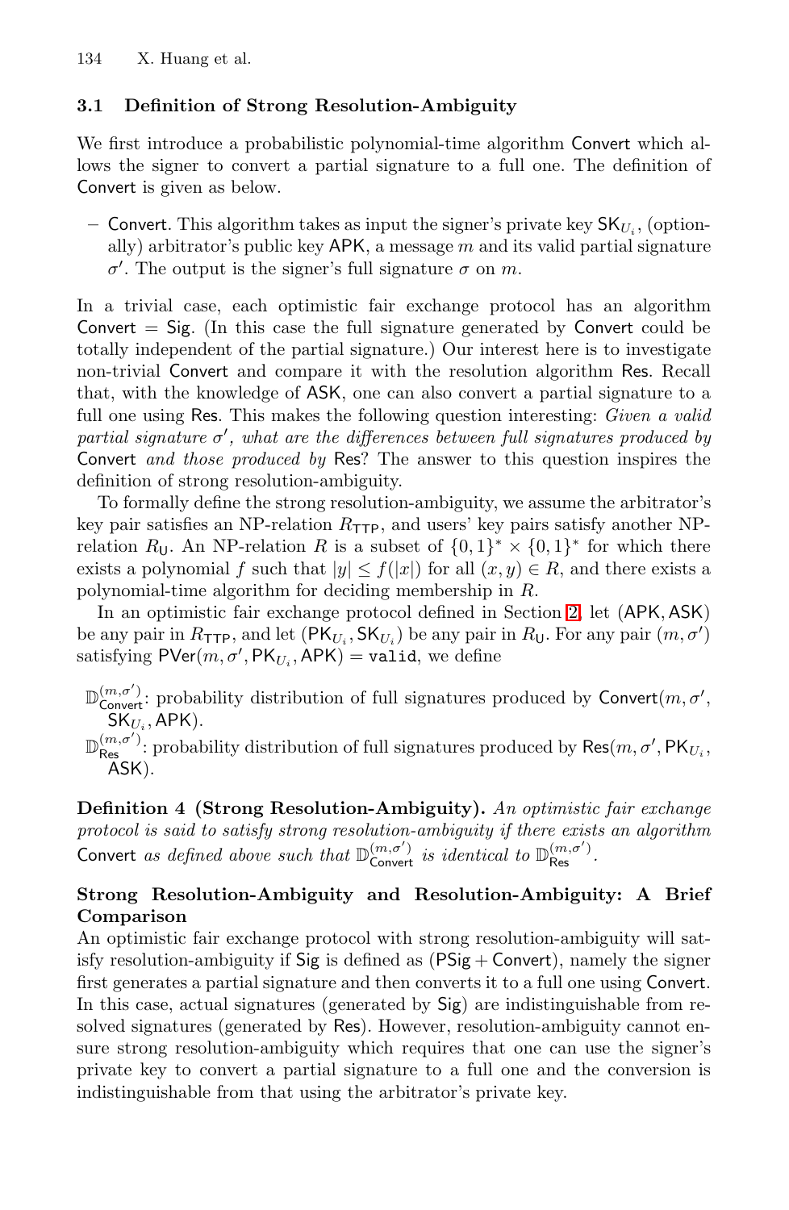### 3.1 Definition of Strong Resolution-Ambiguity

We first introduce a probabilistic polynomial-time algorithm Convert which allows the signer to convert a partial signature to a full one. The definition of Convert is given as below.

- Convert. This algorithm takes as input the signer's private key $\mathsf{SK}_{U_i}$, (optionally) arbitrator's public key APK, a message $m$ and its valid partial signature $\sigma'$. The output is the signer's full signature $\sigma$ on $m$.

In a trivial case, each optimistic fair exchange protocol has an algorithm Convert = Sig. (In this case the full signature generated by Convert could be totally independent of the partial signature.) Our interest here is to investigate non-trivial Convert and compare it with the resolution algorithm Res. Recall that, with the knowledge of ASK, one can also convert a partial signature to a full one using Res. This makes the following question interesting: *Given a valid partial signature $\sigma'$, what are the differences between full signatures produced by* Convert *and those produced by* Res? The answer to this question inspires the definition of strong resolution-ambiguity.

To formally define the strong resolution-ambiguity, we assume the arbitrator's key pair satisfies an NP-relation $R_{\mathsf{TTP}}$, and users' key pairs satisfy another NP-relation $R_{\mathsf{U}}$. An NP-relation $R$ is a subset of $\{0,1\}^* \times \{0,1\}^*$ for which there exists a polynomial $f$ such that $|y| \leq f(|x|)$ for all $(x, y) \in R$, and there exists a polynomial-time algorithm for deciding membership in $R$.

In an optimistic fair exchange protocol defined in Section 2, let (APK, ASK) be any pair in $R_{\mathsf{TTP}}$, and let $(\mathsf{PK}_{U_i}, \mathsf{SK}_{U_i})$ be any pair in $R_{\mathsf{U}}$. For any pair $(m, \sigma')$ satisfying $\mathsf{PVer}(m, \sigma', \mathsf{PK}_{U_i}, \mathsf{APK}) = \texttt{valid}$, we define

- $\mathbb{D}^{(m,\sigma')}_{\mathsf{Convert}}$: probability distribution of full signatures produced by $\mathsf{Convert}(m, \sigma', \mathsf{SK}_{U_i}, \mathsf{APK})$.
- $\mathbb{D}^{(m,\sigma')}_{\mathsf{Res}}$: probability distribution of full signatures produced by $\mathsf{Res}(m, \sigma', \mathsf{PK}_{U_i}, \mathsf{ASK})$.

**Definition 4 (Strong Resolution-Ambiguity).** *An optimistic fair exchange protocol is said to satisfy strong resolution-ambiguity if there exists an algorithm* Convert *as defined above such that $\mathbb{D}^{(m,\sigma')}_{\mathsf{Convert}}$ is identical to $\mathbb{D}^{(m,\sigma')}_{\mathsf{Res}}$.*

**Strong Resolution-Ambiguity and Resolution-Ambiguity: A Brief Comparison**

An optimistic fair exchange protocol with strong resolution-ambiguity will satisfy resolution-ambiguity if Sig is defined as (PSig + Convert), namely the signer first generates a partial signature and then converts it to a full one using Convert. In this case, actual signatures (generated by Sig) are indistinguishable from resolved signatures (generated by Res). However, resolution-ambiguity cannot ensure strong resolution-ambiguity which requires that one can use the signer's private key to convert a partial signature to a full one and the conversion is indistinguishable from that using the arbitrator's private key.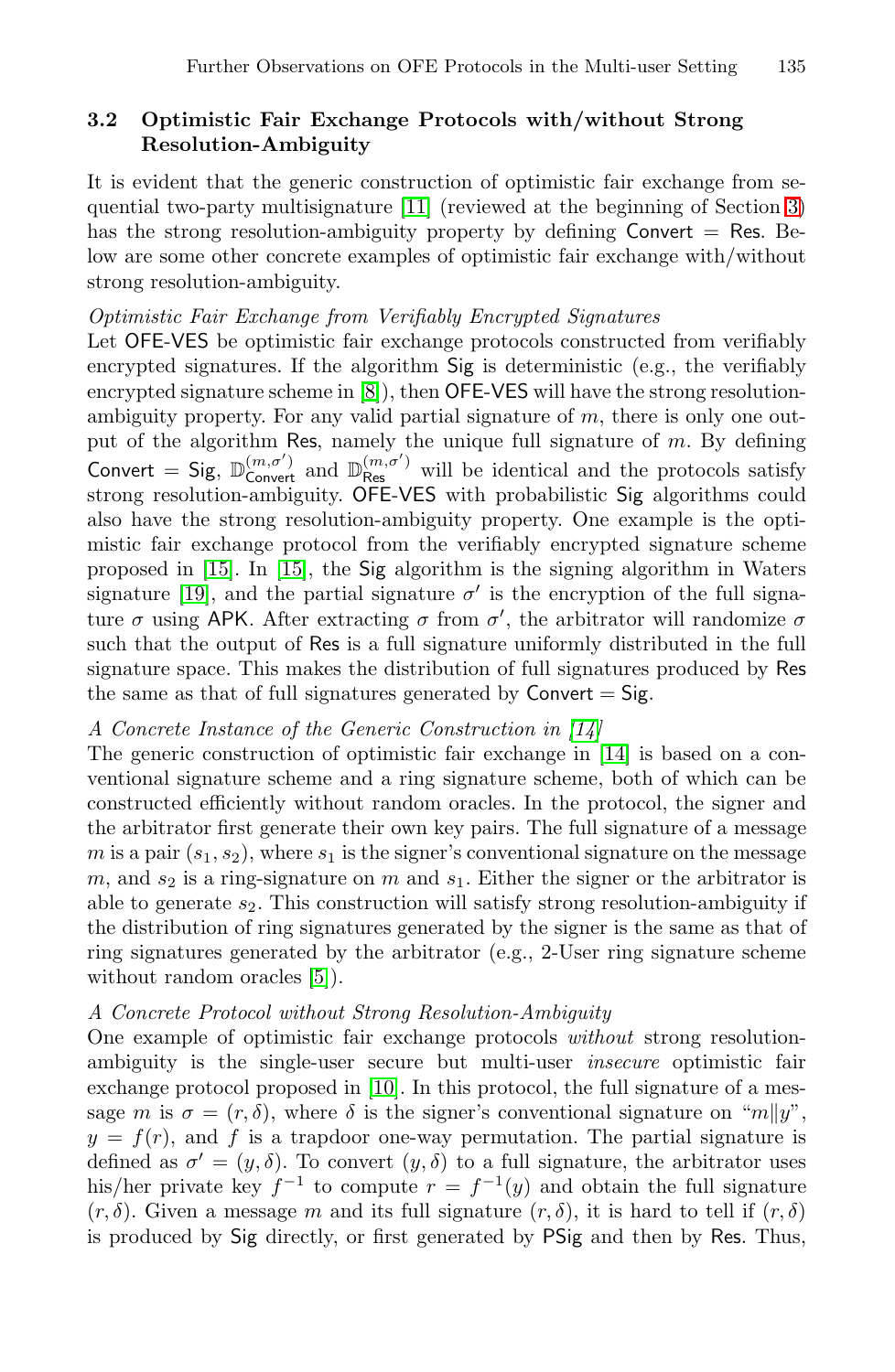### 3.2 Optimistic Fair Exchange Protocols with/without Strong Resolution-Ambiguity

It is evident that the generic construction of optimistic fair exchange from sequential two-party multisignature [11] (reviewed at the beginning of Section 3) has the strong resolution-ambiguity property by defining Convert = Res. Below are some other concrete examples of optimistic fair exchange with/without strong resolution-ambiguity.

*Optimistic Fair Exchange from Verifiably Encrypted Signatures*

Let OFE-VES be optimistic fair exchange protocols constructed from verifiably encrypted signatures. If the algorithm Sig is deterministic (e.g., the verifiably encrypted signature scheme in [8]), then OFE-VES will have the strong resolution-ambiguity property. For any valid partial signature of $m$, there is only one output of the algorithm Res, namely the unique full signature of $m$. By defining Convert = Sig, $\mathbb{D}^{(m,\sigma')}_{\mathsf{Convert}}$ and $\mathbb{D}^{(m,\sigma')}_{\mathsf{Res}}$ will be identical and the protocols satisfy strong resolution-ambiguity. OFE-VES with probabilistic Sig algorithms could also have the strong resolution-ambiguity property. One example is the optimistic fair exchange protocol from the verifiably encrypted signature scheme proposed in [15]. In [15], the Sig algorithm is the signing algorithm in Waters signature [19], and the partial signature $\sigma'$ is the encryption of the full signature $\sigma$ using APK. After extracting $\sigma$ from $\sigma'$, the arbitrator will randomize $\sigma$ such that the output of Res is a full signature uniformly distributed in the full signature space. This makes the distribution of full signatures produced by Res the same as that of full signatures generated by Convert = Sig.

*A Concrete Instance of the Generic Construction in [14]*

The generic construction of optimistic fair exchange in [14] is based on a conventional signature scheme and a ring signature scheme, both of which can be constructed efficiently without random oracles. In the protocol, the signer and the arbitrator first generate their own key pairs. The full signature of a message $m$ is a pair $(s_1, s_2)$, where $s_1$ is the signer's conventional signature on the message $m$, and $s_2$ is a ring-signature on $m$ and $s_1$. Either the signer or the arbitrator is able to generate $s_2$. This construction will satisfy strong resolution-ambiguity if the distribution of ring signatures generated by the signer is the same as that of ring signatures generated by the arbitrator (e.g., 2-User ring signature scheme without random oracles [5]).

*A Concrete Protocol without Strong Resolution-Ambiguity*

One example of optimistic fair exchange protocols *without* strong resolution-ambiguity is the single-user secure but multi-user *insecure* optimistic fair exchange protocol proposed in [10]. In this protocol, the full signature of a message $m$ is $\sigma = (r, \delta)$, where $\delta$ is the signer's conventional signature on "$m \| y$", $y = f(r)$, and $f$ is a trapdoor one-way permutation. The partial signature is defined as $\sigma' = (y, \delta)$. To convert $(y, \delta)$ to a full signature, the arbitrator uses his/her private key $f^{-1}$ to compute $r = f^{-1}(y)$ and obtain the full signature $(r, \delta)$. Given a message $m$ and its full signature $(r, \delta)$, it is hard to tell if $(r, \delta)$ is produced by Sig directly, or first generated by PSig and then by Res. Thus,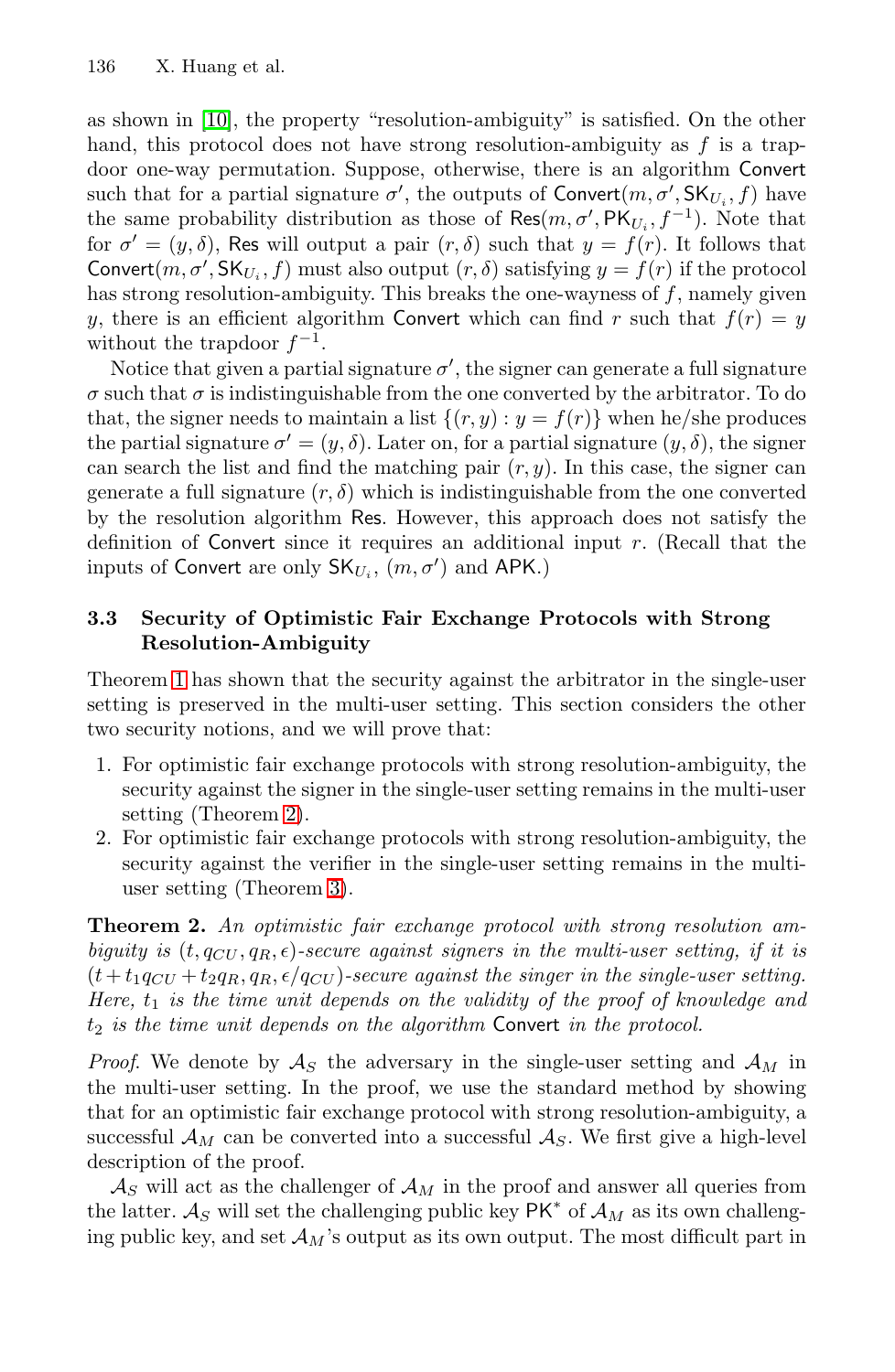as shown in [10], the property "resolution-ambiguity" is satisfied. On the other hand, this protocol does not have strong resolution-ambiguity as $f$ is a trapdoor one-way permutation. Suppose, otherwise, there is an algorithm $\mathsf{Convert}$ such that for a partial signature $\sigma'$, the outputs of $\mathsf{Convert}(m, \sigma', \mathsf{SK}_{U_i}, f)$ have the same probability distribution as those of $\mathsf{Res}(m, \sigma', \mathsf{PK}_{U_i}, f^{-1})$. Note that for $\sigma' = (y, \delta)$, $\mathsf{Res}$ will output a pair $(r, \delta)$ such that $y = f(r)$. It follows that $\mathsf{Convert}(m, \sigma', \mathsf{SK}_{U_i}, f)$ must also output $(r, \delta)$ satisfying $y = f(r)$ if the protocol has strong resolution-ambiguity. This breaks the one-wayness of $f$, namely given $y$, there is an efficient algorithm $\mathsf{Convert}$ which can find $r$ such that $f(r) = y$ without the trapdoor $f^{-1}$.

Notice that given a partial signature $\sigma'$, the signer can generate a full signature $\sigma$ such that $\sigma$ is indistinguishable from the one converted by the arbitrator. To do that, the signer needs to maintain a list $\{(r, y) : y = f(r)\}$ when he/she produces the partial signature $\sigma' = (y, \delta)$. Later on, for a partial signature $(y, \delta)$, the signer can search the list and find the matching pair $(r, y)$. In this case, the signer can generate a full signature $(r, \delta)$ which is indistinguishable from the one converted by the resolution algorithm $\mathsf{Res}$. However, this approach does not satisfy the definition of $\mathsf{Convert}$ since it requires an additional input $r$. (Recall that the inputs of $\mathsf{Convert}$ are only $\mathsf{SK}_{U_i}$, $(m, \sigma')$ and $\mathsf{APK}$.)

### 3.3 Security of Optimistic Fair Exchange Protocols with Strong Resolution-Ambiguity

Theorem 1 has shown that the security against the arbitrator in the single-user setting is preserved in the multi-user setting. This section considers the other two security notions, and we will prove that:

1. For optimistic fair exchange protocols with strong resolution-ambiguity, the security against the signer in the single-user setting remains in the multi-user setting (Theorem 2).
2. For optimistic fair exchange protocols with strong resolution-ambiguity, the security against the verifier in the single-user setting remains in the multi-user setting (Theorem 3).

**Theorem 2.** *An optimistic fair exchange protocol with strong resolution ambiguity is $(t, q_{CU}, q_R, \epsilon)$-secure against signers in the multi-user setting, if it is $(t + t_1 q_{CU} + t_2 q_R, q_R, \epsilon/q_{CU})$-secure against the singer in the single-user setting. Here, $t_1$ is the time unit depends on the validity of the proof of knowledge and $t_2$ is the time unit depends on the algorithm* $\mathsf{Convert}$ *in the protocol.*

*Proof.* We denote by $\mathcal{A}_S$ the adversary in the single-user setting and $\mathcal{A}_M$ in the multi-user setting. In the proof, we use the standard method by showing that for an optimistic fair exchange protocol with strong resolution-ambiguity, a successful $\mathcal{A}_M$ can be converted into a successful $\mathcal{A}_S$. We first give a high-level description of the proof.

$\mathcal{A}_S$ will act as the challenger of $\mathcal{A}_M$ in the proof and answer all queries from the latter. $\mathcal{A}_S$ will set the challenging public key $\mathsf{PK}^*$ of $\mathcal{A}_M$ as its own challenging public key, and set $\mathcal{A}_M$'s output as its own output. The most difficult part in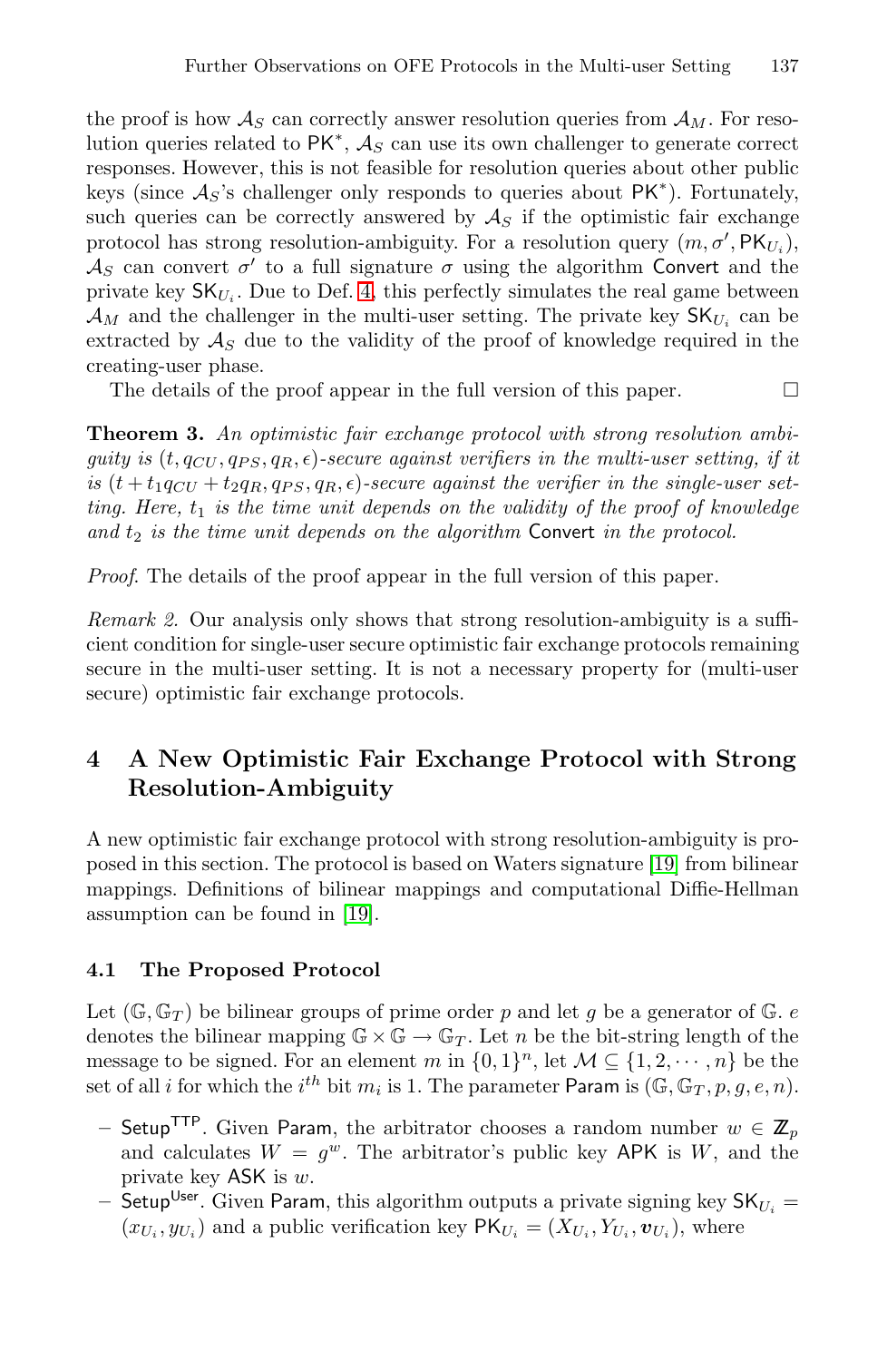the proof is how $\mathcal{A}_S$ can correctly answer resolution queries from $\mathcal{A}_M$. For resolution queries related to $\mathsf{PK}^*$, $\mathcal{A}_S$ can use its own challenger to generate correct responses. However, this is not feasible for resolution queries about other public keys (since $\mathcal{A}_S$'s challenger only responds to queries about $\mathsf{PK}^*$). Fortunately, such queries can be correctly answered by $\mathcal{A}_S$ if the optimistic fair exchange protocol has strong resolution-ambiguity. For a resolution query $(m, \sigma', \mathsf{PK}_{U_i})$, $\mathcal{A}_S$ can convert $\sigma'$ to a full signature $\sigma$ using the algorithm Convert and the private key $\mathsf{SK}_{U_i}$. Due to Def. 4, this perfectly simulates the real game between $\mathcal{A}_M$ and the challenger in the multi-user setting. The private key $\mathsf{SK}_{U_i}$ can be extracted by $\mathcal{A}_S$ due to the validity of the proof of knowledge required in the creating-user phase.

The details of the proof appear in the full version of this paper. □

**Theorem 3.** *An optimistic fair exchange protocol with strong resolution ambiguity is* $(t, q_{CU}, q_{PS}, q_R, \epsilon)$*-secure against verifiers in the multi-user setting, if it is* $(t + t_1 q_{CU} + t_2 q_R, q_{PS}, q_R, \epsilon)$*-secure against the verifier in the single-user setting. Here,* $t_1$ *is the time unit depends on the validity of the proof of knowledge and* $t_2$ *is the time unit depends on the algorithm* Convert *in the protocol.*

*Proof.* The details of the proof appear in the full version of this paper.

*Remark 2.* Our analysis only shows that strong resolution-ambiguity is a sufficient condition for single-user secure optimistic fair exchange protocols remaining secure in the multi-user setting. It is not a necessary property for (multi-user secure) optimistic fair exchange protocols.

## 4 A New Optimistic Fair Exchange Protocol with Strong Resolution-Ambiguity

A new optimistic fair exchange protocol with strong resolution-ambiguity is proposed in this section. The protocol is based on Waters signature [19] from bilinear mappings. Definitions of bilinear mappings and computational Diffie-Hellman assumption can be found in [19].

### 4.1 The Proposed Protocol

Let $(\mathbb{G}, \mathbb{G}_T)$ be bilinear groups of prime order $p$ and let $g$ be a generator of $\mathbb{G}$. $e$ denotes the bilinear mapping $\mathbb{G} \times \mathbb{G} \to \mathbb{G}_T$. Let $n$ be the bit-string length of the message to be signed. For an element $m$ in $\{0,1\}^n$, let $\mathcal{M} \subseteq \{1, 2, \cdots, n\}$ be the set of all $i$ for which the $i^{th}$ bit $m_i$ is 1. The parameter $\mathsf{Param}$ is $(\mathbb{G}, \mathbb{G}_T, p, g, e, n)$.

- $\mathsf{Setup}^{\mathsf{TTP}}$. Given $\mathsf{Param}$, the arbitrator chooses a random number $w \in \mathbb{Z}_p$ and calculates $W = g^w$. The arbitrator's public key $\mathsf{APK}$ is $W$, and the private key $\mathsf{ASK}$ is $w$.
- $\mathsf{Setup}^{\mathsf{User}}$. Given $\mathsf{Param}$, this algorithm outputs a private signing key $\mathsf{SK}_{U_i} = (x_{U_i}, y_{U_i})$ and a public verification key $\mathsf{PK}_{U_i} = (X_{U_i}, Y_{U_i}, \boldsymbol{v}_{U_i})$, where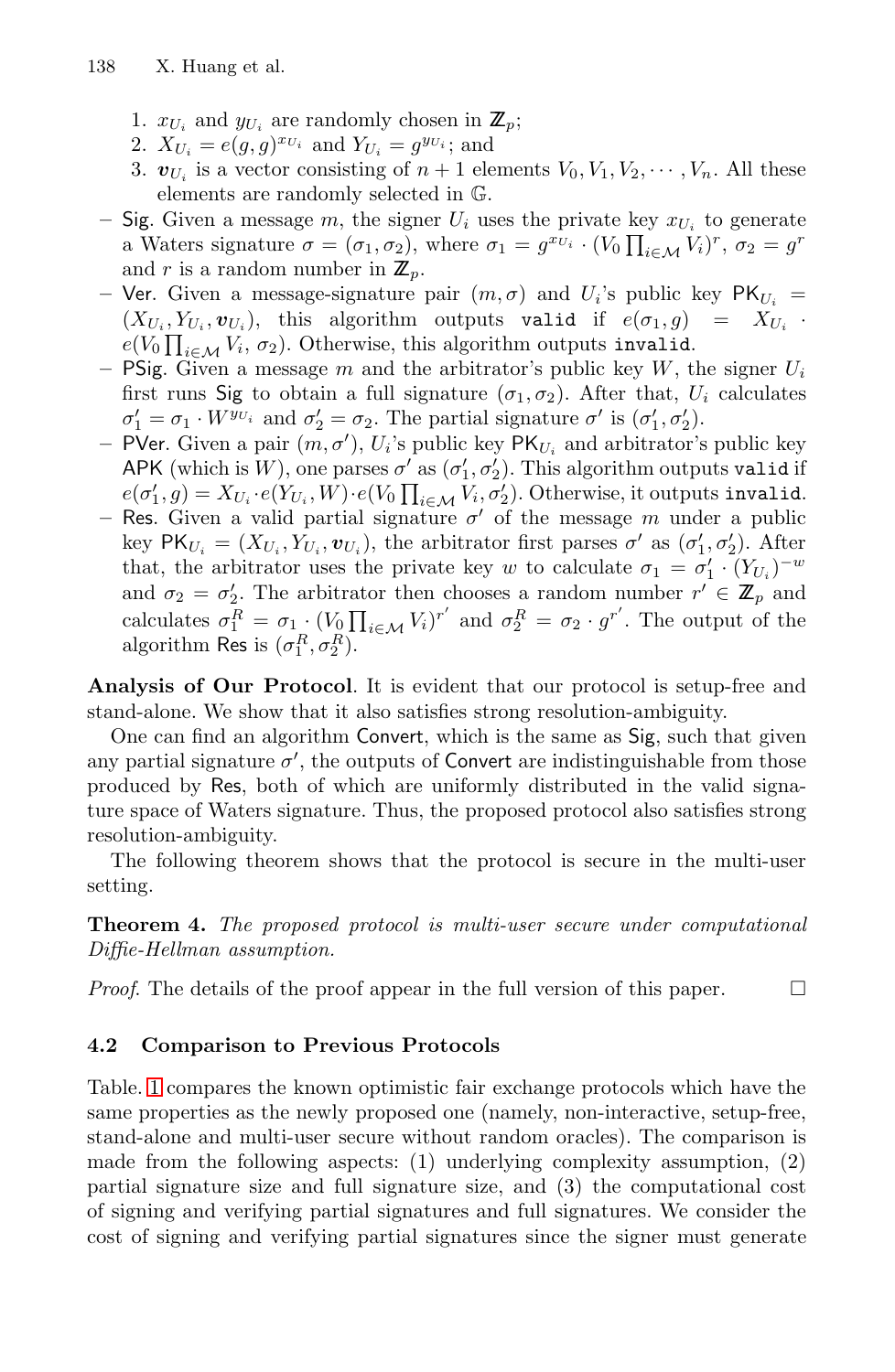1. $x_{U_i}$ and $y_{U_i}$ are randomly chosen in $\mathbb{Z}_p$;
2. $X_{U_i} = e(g,g)^{x_{U_i}}$ and $Y_{U_i} = g^{y_{U_i}}$; and
3. $\boldsymbol{v}_{U_i}$ is a vector consisting of $n+1$ elements $V_0, V_1, V_2, \cdots, V_n$. All these elements are randomly selected in $\mathbb{G}$.

- Sig. Given a message $m$, the signer $U_i$ uses the private key $x_{U_i}$ to generate a Waters signature $\sigma = (\sigma_1, \sigma_2)$, where $\sigma_1 = g^{x_{U_i}} \cdot (V_0 \prod_{i \in \mathcal{M}} V_i)^r$, $\sigma_2 = g^r$ and $r$ is a random number in $\mathbb{Z}_p$.
- Ver. Given a message-signature pair $(m, \sigma)$ and $U_i$'s public key $\mathsf{PK}_{U_i} = (X_{U_i}, Y_{U_i}, \boldsymbol{v}_{U_i})$, this algorithm outputs `valid` if $e(\sigma_1, g) = X_{U_i} \cdot e(V_0 \prod_{i \in \mathcal{M}} V_i, \sigma_2)$. Otherwise, this algorithm outputs `invalid`.
- PSig. Given a message $m$ and the arbitrator's public key $W$, the signer $U_i$ first runs Sig to obtain a full signature $(\sigma_1, \sigma_2)$. After that, $U_i$ calculates $\sigma_1' = \sigma_1 \cdot W^{y_{U_i}}$ and $\sigma_2' = \sigma_2$. The partial signature $\sigma'$ is $(\sigma_1', \sigma_2')$.
- PVer. Given a pair $(m, \sigma')$, $U_i$'s public key $\mathsf{PK}_{U_i}$ and arbitrator's public key APK (which is $W$), one parses $\sigma'$ as $(\sigma_1', \sigma_2')$. This algorithm outputs `valid` if $e(\sigma_1', g) = X_{U_i} \cdot e(Y_{U_i}, W) \cdot e(V_0 \prod_{i \in \mathcal{M}} V_i, \sigma_2')$. Otherwise, it outputs `invalid`.
- Res. Given a valid partial signature $\sigma'$ of the message $m$ under a public key $\mathsf{PK}_{U_i} = (X_{U_i}, Y_{U_i}, \boldsymbol{v}_{U_i})$, the arbitrator first parses $\sigma'$ as $(\sigma_1', \sigma_2')$. After that, the arbitrator uses the private key $w$ to calculate $\sigma_1 = \sigma_1' \cdot (Y_{U_i})^{-w}$ and $\sigma_2 = \sigma_2'$. The arbitrator then chooses a random number $r' \in \mathbb{Z}_p$ and calculates $\sigma_1^R = \sigma_1 \cdot (V_0 \prod_{i \in \mathcal{M}} V_i)^{r'}$ and $\sigma_2^R = \sigma_2 \cdot g^{r'}$. The output of the algorithm Res is $(\sigma_1^R, \sigma_2^R)$.

**Analysis of Our Protocol**. It is evident that our protocol is setup-free and stand-alone. We show that it also satisfies strong resolution-ambiguity.

One can find an algorithm Convert, which is the same as Sig, such that given any partial signature $\sigma'$, the outputs of Convert are indistinguishable from those produced by Res, both of which are uniformly distributed in the valid signature space of Waters signature. Thus, the proposed protocol also satisfies strong resolution-ambiguity.

The following theorem shows that the protocol is secure in the multi-user setting.

**Theorem 4.** *The proposed protocol is multi-user secure under computational Diffie-Hellman assumption.*

*Proof.* The details of the proof appear in the full version of this paper. □

### 4.2 Comparison to Previous Protocols

Table. 1 compares the known optimistic fair exchange protocols which have the same properties as the newly proposed one (namely, non-interactive, setup-free, stand-alone and multi-user secure without random oracles). The comparison is made from the following aspects: (1) underlying complexity assumption, (2) partial signature size and full signature size, and (3) the computational cost of signing and verifying partial signatures and full signatures. We consider the cost of signing and verifying partial signatures since the signer must generate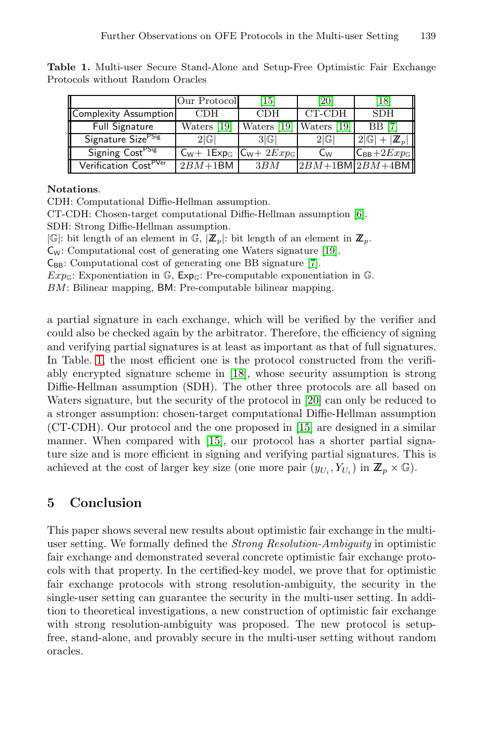**Table 1.** Multi-user Secure Stand-Alone and Setup-Free Optimistic Fair Exchange Protocols without Random Oracles

| | Our Protocol | [15] | [20] | [18] |
|---|---|---|---|---|
| Complexity Assumption | CDH | CDH | CT-CDH | SDH |
| Full Signature | Waters [19] | Waters [19] | Waters [19] | BB [7] |
| Signature Size$^{\mathsf{PSig}}$ | $2\lvert\mathbb{G}\rvert$ | $3\lvert\mathbb{G}\rvert$ | $2\lvert\mathbb{G}\rvert$ | $2\lvert\mathbb{G}\rvert + \lvert\mathbb{Z}_p\rvert$ |
| Signing Cost$^{\mathsf{PSig}}$ | $\mathsf{C_W}$+ $1\mathsf{Exp}_{\mathbb{G}}$ | $\mathsf{C_W}$+ $2Exp_{\mathbb{G}}$ | $\mathsf{C_W}$ | $\mathsf{C_{BB}}$+$2Exp_{\mathbb{G}}$ |
| Verification Cost$^{\mathsf{PVer}}$ | $2BM$+$1\mathsf{BM}$ | $3BM$ | $2BM$+$1\mathsf{BM}$ | $2BM$+$4\mathsf{BM}$ |

**Notations**.
CDH: Computational Diffie-Hellman assumption.
CT-CDH: Chosen-target computational Diffie-Hellman assumption [6].
SDH: Strong Diffie-Hellman assumption.
$\lvert\mathbb{G}\rvert$: bit length of an element in $\mathbb{G}$, $\lvert\mathbb{Z}_p\rvert$: bit length of an element in $\mathbb{Z}_p$.
$\mathsf{C_W}$: Computational cost of generating one Waters signature [19].
$\mathsf{C_{BB}}$: Computational cost of generating one BB signature [7].
$Exp_{\mathbb{G}}$: Exponentiation in $\mathbb{G}$, $\mathsf{Exp}_{\mathbb{G}}$: Pre-computable exponentiation in $\mathbb{G}$.
$BM$: Bilinear mapping, $\mathsf{BM}$: Pre-computable bilinear mapping.

a partial signature in each exchange, which will be verified by the verifier and could also be checked again by the arbitrator. Therefore, the efficiency of signing and verifying partial signatures is at least as important as that of full signatures. In Table. 1, the most efficient one is the protocol constructed from the verifiably encrypted signature scheme in [18], whose security assumption is strong Diffie-Hellman assumption (SDH). The other three protocols are all based on Waters signature, but the security of the protocol in [20] can only be reduced to a stronger assumption: chosen-target computational Diffie-Hellman assumption (CT-CDH). Our protocol and the one proposed in [15] are designed in a similar manner. When compared with [15], our protocol has a shorter partial signature size and is more efficient in signing and verifying partial signatures. This is achieved at the cost of larger key size (one more pair $(y_{U_i}, Y_{U_i})$ in $\mathbb{Z}_p \times \mathbb{G}$).

## 5 Conclusion

This paper shows several new results about optimistic fair exchange in the multi-user setting. We formally defined the *Strong Resolution-Ambiguity* in optimistic fair exchange and demonstrated several concrete optimistic fair exchange protocols with that property. In the certified-key model, we prove that for optimistic fair exchange protocols with strong resolution-ambiguity, the security in the single-user setting can guarantee the security in the multi-user setting. In addition to theoretical investigations, a new construction of optimistic fair exchange with strong resolution-ambiguity was proposed. The new protocol is setup-free, stand-alone, and provably secure in the multi-user setting without random oracles.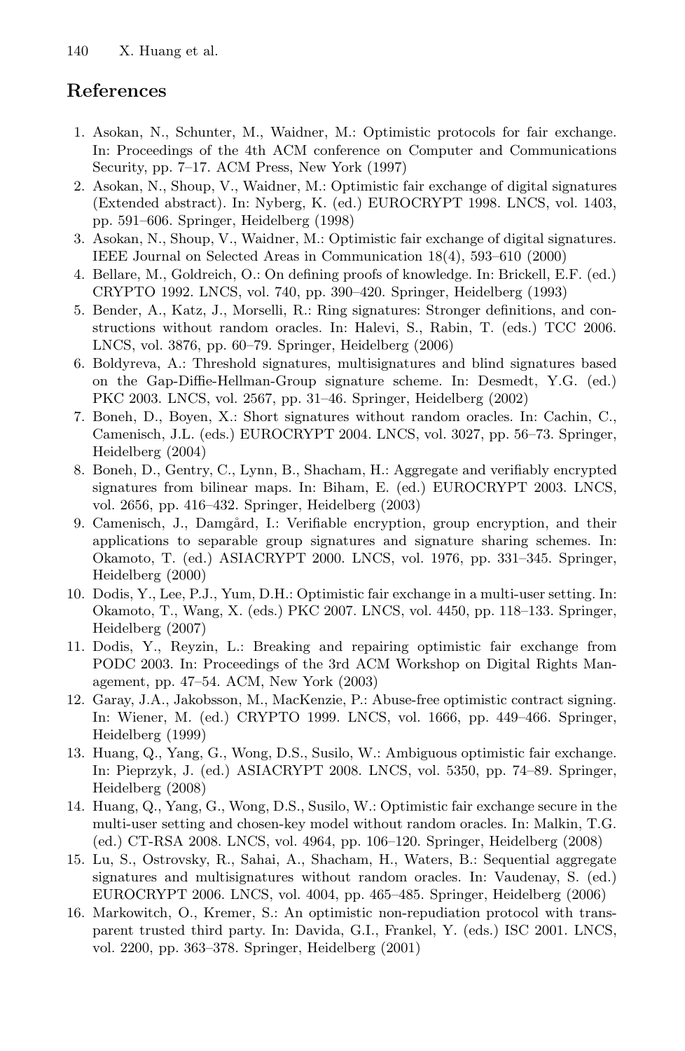## References

1. Asokan, N., Schunter, M., Waidner, M.: Optimistic protocols for fair exchange. In: Proceedings of the 4th ACM conference on Computer and Communications Security, pp. 7–17. ACM Press, New York (1997)
2. Asokan, N., Shoup, V., Waidner, M.: Optimistic fair exchange of digital signatures (Extended abstract). In: Nyberg, K. (ed.) EUROCRYPT 1998. LNCS, vol. 1403, pp. 591–606. Springer, Heidelberg (1998)
3. Asokan, N., Shoup, V., Waidner, M.: Optimistic fair exchange of digital signatures. IEEE Journal on Selected Areas in Communication 18(4), 593–610 (2000)
4. Bellare, M., Goldreich, O.: On defining proofs of knowledge. In: Brickell, E.F. (ed.) CRYPTO 1992. LNCS, vol. 740, pp. 390–420. Springer, Heidelberg (1993)
5. Bender, A., Katz, J., Morselli, R.: Ring signatures: Stronger definitions, and constructions without random oracles. In: Halevi, S., Rabin, T. (eds.) TCC 2006. LNCS, vol. 3876, pp. 60–79. Springer, Heidelberg (2006)
6. Boldyreva, A.: Threshold signatures, multisignatures and blind signatures based on the Gap-Diffie-Hellman-Group signature scheme. In: Desmedt, Y.G. (ed.) PKC 2003. LNCS, vol. 2567, pp. 31–46. Springer, Heidelberg (2002)
7. Boneh, D., Boyen, X.: Short signatures without random oracles. In: Cachin, C., Camenisch, J.L. (eds.) EUROCRYPT 2004. LNCS, vol. 3027, pp. 56–73. Springer, Heidelberg (2004)
8. Boneh, D., Gentry, C., Lynn, B., Shacham, H.: Aggregate and verifiably encrypted signatures from bilinear maps. In: Biham, E. (ed.) EUROCRYPT 2003. LNCS, vol. 2656, pp. 416–432. Springer, Heidelberg (2003)
9. Camenisch, J., Damgård, I.: Verifiable encryption, group encryption, and their applications to separable group signatures and signature sharing schemes. In: Okamoto, T. (ed.) ASIACRYPT 2000. LNCS, vol. 1976, pp. 331–345. Springer, Heidelberg (2000)
10. Dodis, Y., Lee, P.J., Yum, D.H.: Optimistic fair exchange in a multi-user setting. In: Okamoto, T., Wang, X. (eds.) PKC 2007. LNCS, vol. 4450, pp. 118–133. Springer, Heidelberg (2007)
11. Dodis, Y., Reyzin, L.: Breaking and repairing optimistic fair exchange from PODC 2003. In: Proceedings of the 3rd ACM Workshop on Digital Rights Management, pp. 47–54. ACM, New York (2003)
12. Garay, J.A., Jakobsson, M., MacKenzie, P.: Abuse-free optimistic contract signing. In: Wiener, M. (ed.) CRYPTO 1999. LNCS, vol. 1666, pp. 449–466. Springer, Heidelberg (1999)
13. Huang, Q., Yang, G., Wong, D.S., Susilo, W.: Ambiguous optimistic fair exchange. In: Pieprzyk, J. (ed.) ASIACRYPT 2008. LNCS, vol. 5350, pp. 74–89. Springer, Heidelberg (2008)
14. Huang, Q., Yang, G., Wong, D.S., Susilo, W.: Optimistic fair exchange secure in the multi-user setting and chosen-key model without random oracles. In: Malkin, T.G. (ed.) CT-RSA 2008. LNCS, vol. 4964, pp. 106–120. Springer, Heidelberg (2008)
15. Lu, S., Ostrovsky, R., Sahai, A., Shacham, H., Waters, B.: Sequential aggregate signatures and multisignatures without random oracles. In: Vaudenay, S. (ed.) EUROCRYPT 2006. LNCS, vol. 4004, pp. 465–485. Springer, Heidelberg (2006)
16. Markowitch, O., Kremer, S.: An optimistic non-repudiation protocol with transparent trusted third party. In: Davida, G.I., Frankel, Y. (eds.) ISC 2001. LNCS, vol. 2200, pp. 363–378. Springer, Heidelberg (2001)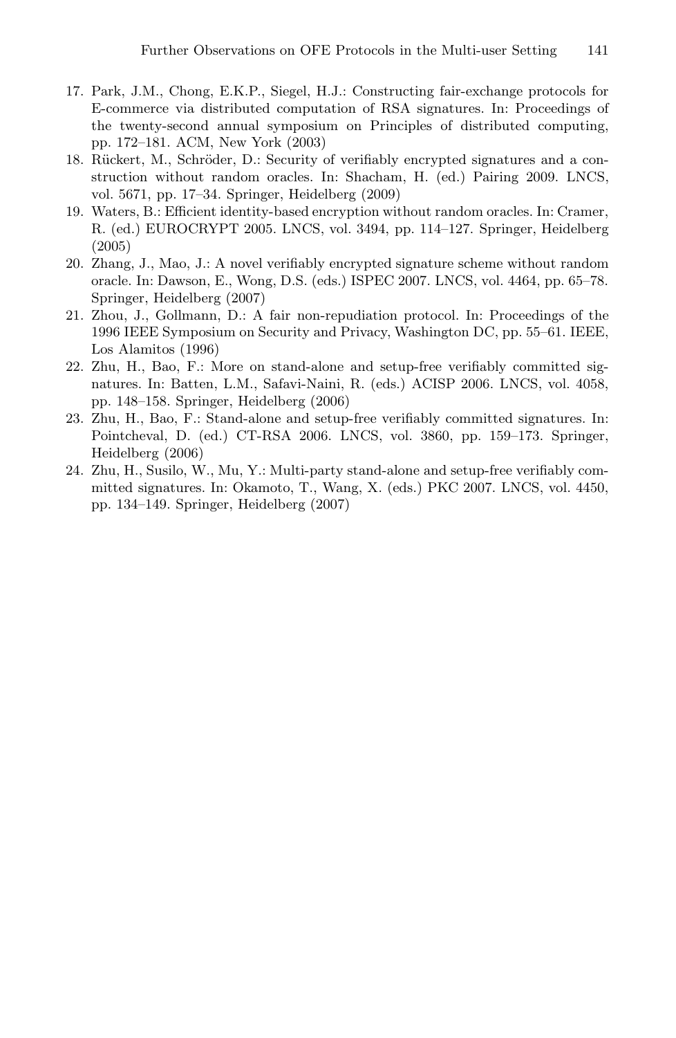17. Park, J.M., Chong, E.K.P., Siegel, H.J.: Constructing fair-exchange protocols for E-commerce via distributed computation of RSA signatures. In: Proceedings of the twenty-second annual symposium on Principles of distributed computing, pp. 172–181. ACM, New York (2003)
18. Rückert, M., Schröder, D.: Security of verifiably encrypted signatures and a construction without random oracles. In: Shacham, H. (ed.) Pairing 2009. LNCS, vol. 5671, pp. 17–34. Springer, Heidelberg (2009)
19. Waters, B.: Efficient identity-based encryption without random oracles. In: Cramer, R. (ed.) EUROCRYPT 2005. LNCS, vol. 3494, pp. 114–127. Springer, Heidelberg (2005)
20. Zhang, J., Mao, J.: A novel verifiably encrypted signature scheme without random oracle. In: Dawson, E., Wong, D.S. (eds.) ISPEC 2007. LNCS, vol. 4464, pp. 65–78. Springer, Heidelberg (2007)
21. Zhou, J., Gollmann, D.: A fair non-repudiation protocol. In: Proceedings of the 1996 IEEE Symposium on Security and Privacy, Washington DC, pp. 55–61. IEEE, Los Alamitos (1996)
22. Zhu, H., Bao, F.: More on stand-alone and setup-free verifiably committed signatures. In: Batten, L.M., Safavi-Naini, R. (eds.) ACISP 2006. LNCS, vol. 4058, pp. 148–158. Springer, Heidelberg (2006)
23. Zhu, H., Bao, F.: Stand-alone and setup-free verifiably committed signatures. In: Pointcheval, D. (ed.) CT-RSA 2006. LNCS, vol. 3860, pp. 159–173. Springer, Heidelberg (2006)
24. Zhu, H., Susilo, W., Mu, Y.: Multi-party stand-alone and setup-free verifiably committed signatures. In: Okamoto, T., Wang, X. (eds.) PKC 2007. LNCS, vol. 4450, pp. 134–149. Springer, Heidelberg (2007)